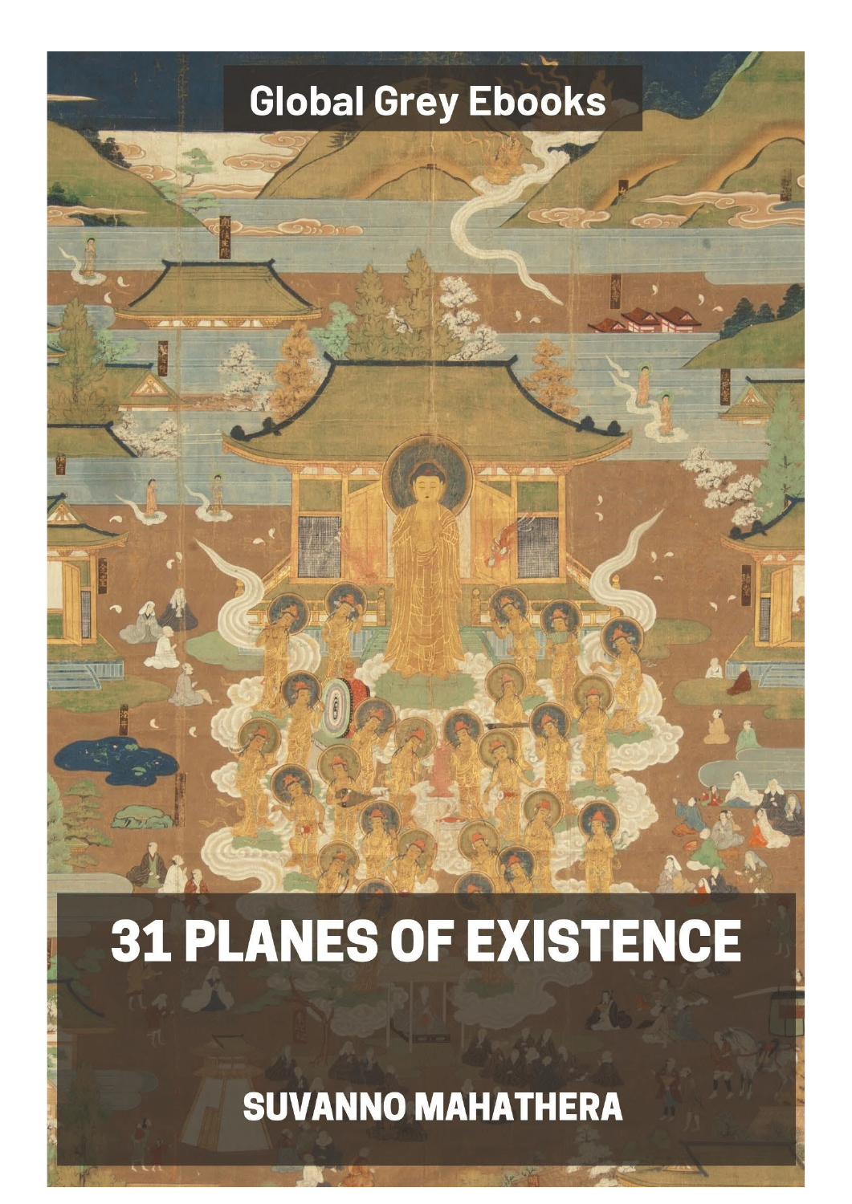Global Grey Ebooks

# 31 PLANES OF EXISTENCE

SUVANNO MAHATHERA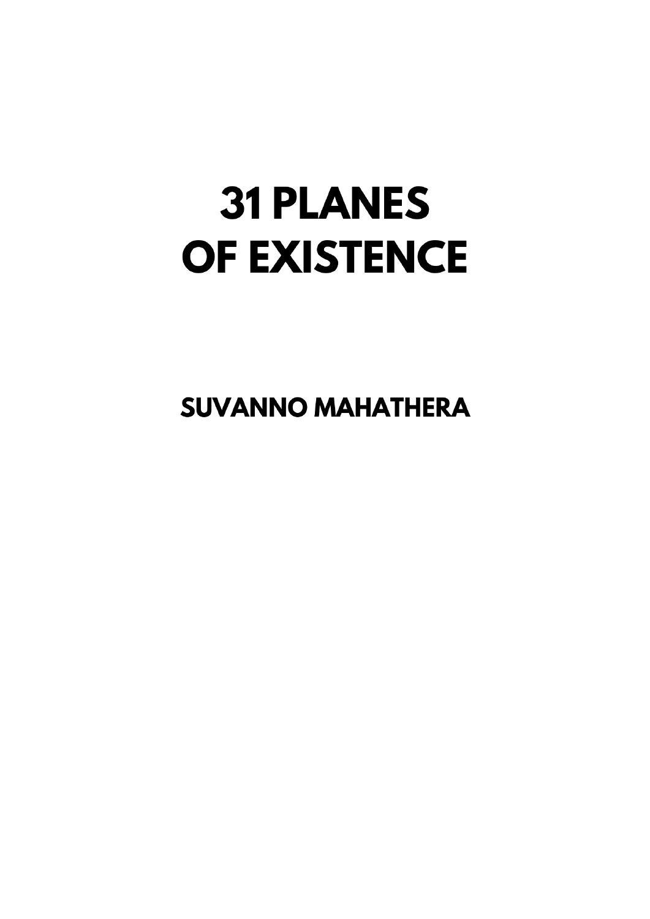# 31 PLANES OF EXISTENCE

## SUVANNO MAHATHERA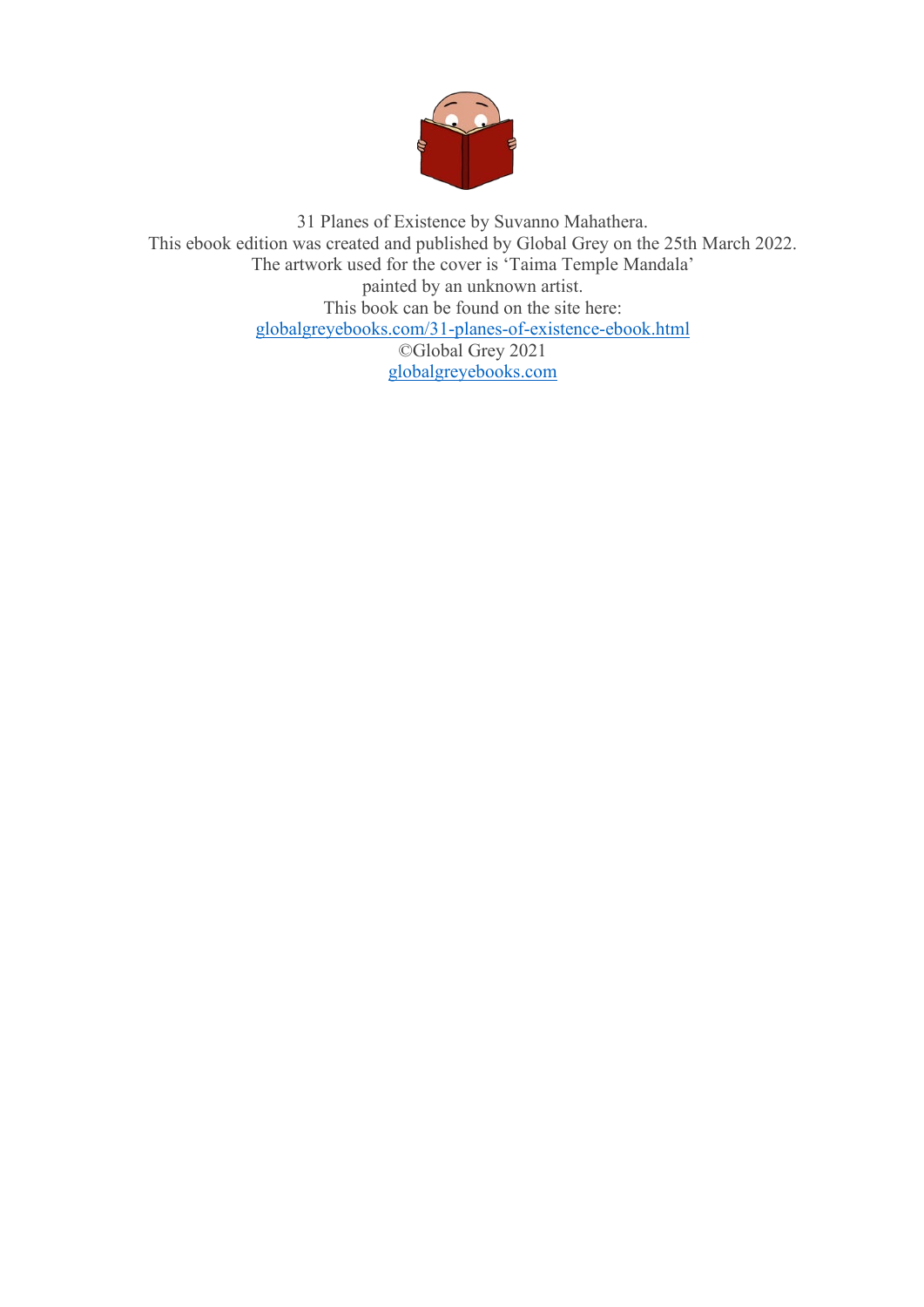31 Planes of Existence by Suvanno Mahathera.
This ebook edition was created and published by Global Grey on the 25th March 2022.
The artwork used for the cover is ‘Taima Temple Mandala’
painted by an unknown artist.
This book can be found on the site here:
[globalgreyebooks.com/31-planes-of-existence-ebook.html](https://www.globalgreyebooks.com/31-planes-of-existence-ebook.html)
©Global Grey 2021
[globalgreyebooks.com](https://www.globalgreyebooks.com)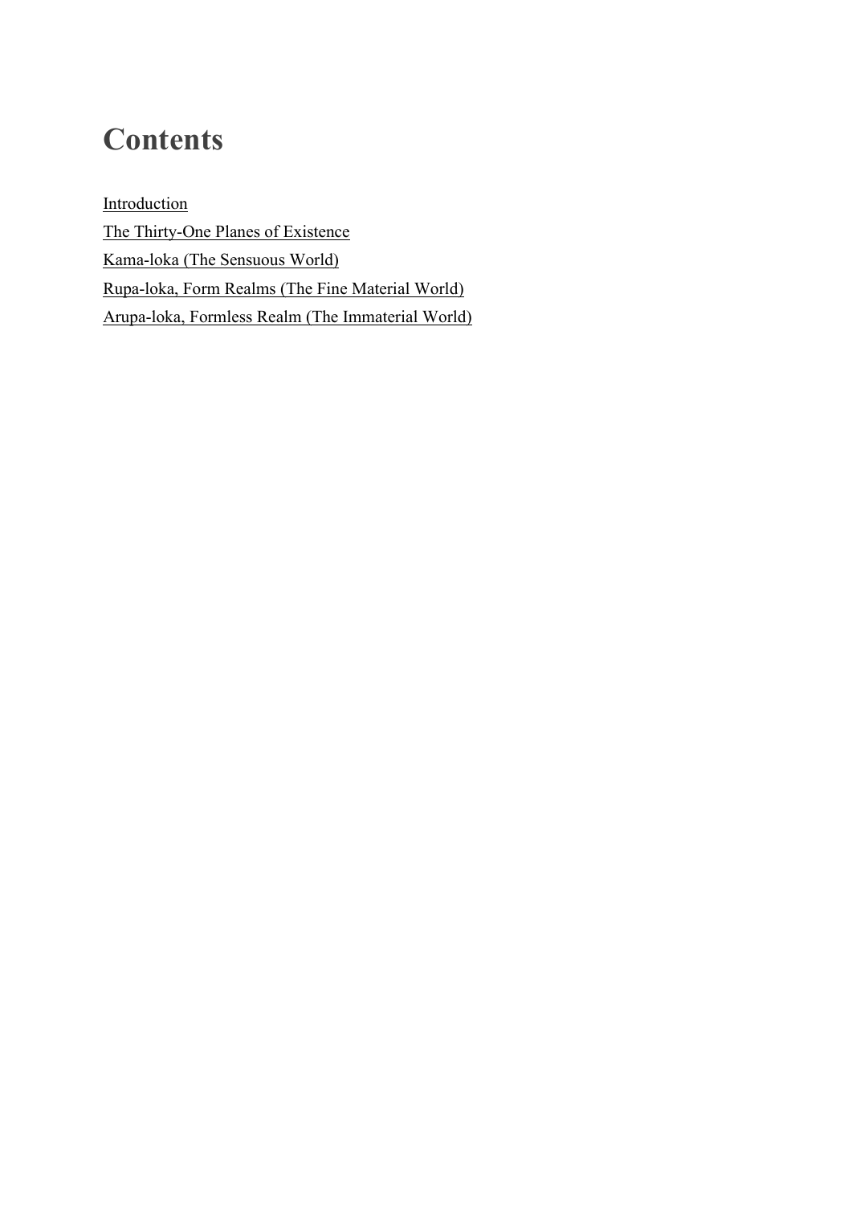# Contents

Introduction
The Thirty-One Planes of Existence
Kama-loka (The Sensuous World)
Rupa-loka, Form Realms (The Fine Material World)
Arupa-loka, Formless Realm (The Immaterial World)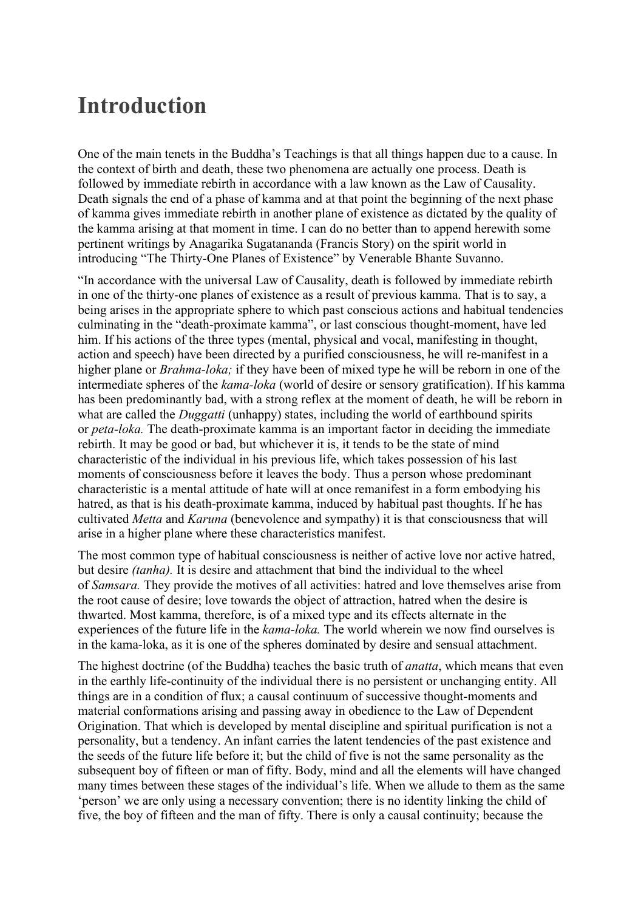# Introduction

One of the main tenets in the Buddha's Teachings is that all things happen due to a cause. In the context of birth and death, these two phenomena are actually one process. Death is followed by immediate rebirth in accordance with a law known as the Law of Causality. Death signals the end of a phase of kamma and at that point the beginning of the next phase of kamma gives immediate rebirth in another plane of existence as dictated by the quality of the kamma arising at that moment in time. I can do no better than to append herewith some pertinent writings by Anagarika Sugatananda (Francis Story) on the spirit world in introducing "The Thirty-One Planes of Existence" by Venerable Bhante Suvanno.

"In accordance with the universal Law of Causality, death is followed by immediate rebirth in one of the thirty-one planes of existence as a result of previous kamma. That is to say, a being arises in the appropriate sphere to which past conscious actions and habitual tendencies culminating in the "death-proximate kamma", or last conscious thought-moment, have led him. If his actions of the three types (mental, physical and vocal, manifesting in thought, action and speech) have been directed by a purified consciousness, he will re-manifest in a higher plane or *Brahma-loka;* if they have been of mixed type he will be reborn in one of the intermediate spheres of the *kama-loka* (world of desire or sensory gratification). If his kamma has been predominantly bad, with a strong reflex at the moment of death, he will be reborn in what are called the *Duggatti* (unhappy) states, including the world of earthbound spirits or *peta-loka.* The death-proximate kamma is an important factor in deciding the immediate rebirth. It may be good or bad, but whichever it is, it tends to be the state of mind characteristic of the individual in his previous life, which takes possession of his last moments of consciousness before it leaves the body. Thus a person whose predominant characteristic is a mental attitude of hate will at once remanifest in a form embodying his hatred, as that is his death-proximate kamma, induced by habitual past thoughts. If he has cultivated *Metta* and *Karuna* (benevolence and sympathy) it is that consciousness that will arise in a higher plane where these characteristics manifest.

The most common type of habitual consciousness is neither of active love nor active hatred, but desire *(tanha).* It is desire and attachment that bind the individual to the wheel of *Samsara.* They provide the motives of all activities: hatred and love themselves arise from the root cause of desire; love towards the object of attraction, hatred when the desire is thwarted. Most kamma, therefore, is of a mixed type and its effects alternate in the experiences of the future life in the *kama-loka.* The world wherein we now find ourselves is in the kama-loka, as it is one of the spheres dominated by desire and sensual attachment.

The highest doctrine (of the Buddha) teaches the basic truth of *anatta*, which means that even in the earthly life-continuity of the individual there is no persistent or unchanging entity. All things are in a condition of flux; a causal continuum of successive thought-moments and material conformations arising and passing away in obedience to the Law of Dependent Origination. That which is developed by mental discipline and spiritual purification is not a personality, but a tendency. An infant carries the latent tendencies of the past existence and the seeds of the future life before it; but the child of five is not the same personality as the subsequent boy of fifteen or man of fifty. Body, mind and all the elements will have changed many times between these stages of the individual's life. When we allude to them as the same 'person' we are only using a necessary convention; there is no identity linking the child of five, the boy of fifteen and the man of fifty. There is only a causal continuity; because the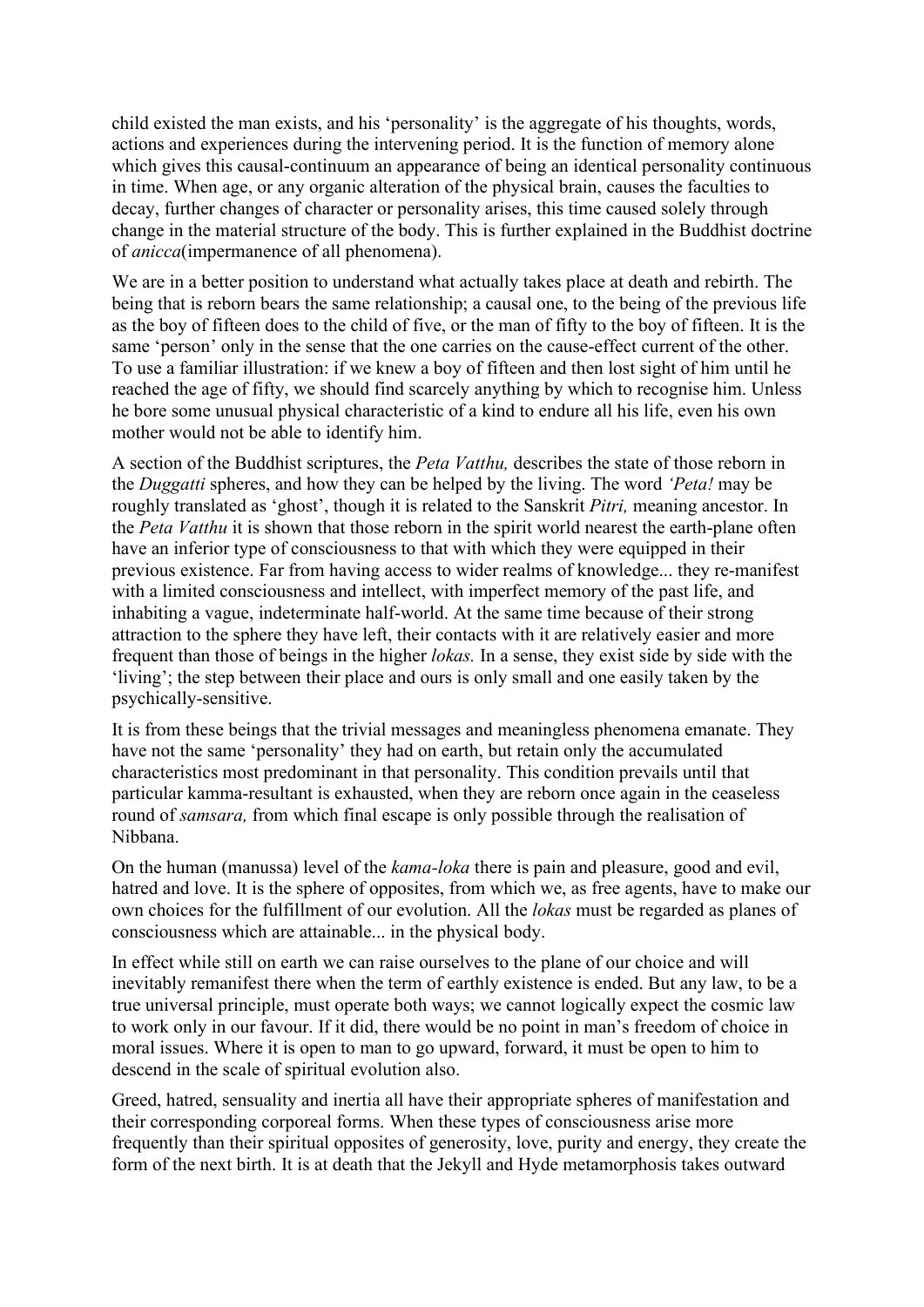child existed the man exists, and his 'personality' is the aggregate of his thoughts, words, actions and experiences during the intervening period. It is the function of memory alone which gives this causal-continuum an appearance of being an identical personality continuous in time. When age, or any organic alteration of the physical brain, causes the faculties to decay, further changes of character or personality arises, this time caused solely through change in the material structure of the body. This is further explained in the Buddhist doctrine of *anicca*(impermanence of all phenomena).

We are in a better position to understand what actually takes place at death and rebirth. The being that is reborn bears the same relationship; a causal one, to the being of the previous life as the boy of fifteen does to the child of five, or the man of fifty to the boy of fifteen. It is the same 'person' only in the sense that the one carries on the cause-effect current of the other. To use a familiar illustration: if we knew a boy of fifteen and then lost sight of him until he reached the age of fifty, we should find scarcely anything by which to recognise him. Unless he bore some unusual physical characteristic of a kind to endure all his life, even his own mother would not be able to identify him.

A section of the Buddhist scriptures, the *Peta Vatthu,* describes the state of those reborn in the *Duggatti* spheres, and how they can be helped by the living. The word *'Peta!* may be roughly translated as 'ghost', though it is related to the Sanskrit *Pitri,* meaning ancestor. In the *Peta Vatthu* it is shown that those reborn in the spirit world nearest the earth-plane often have an inferior type of consciousness to that with which they were equipped in their previous existence. Far from having access to wider realms of knowledge... they re-manifest with a limited consciousness and intellect, with imperfect memory of the past life, and inhabiting a vague, indeterminate half-world. At the same time because of their strong attraction to the sphere they have left, their contacts with it are relatively easier and more frequent than those of beings in the higher *lokas.* In a sense, they exist side by side with the 'living'; the step between their place and ours is only small and one easily taken by the psychically-sensitive.

It is from these beings that the trivial messages and meaningless phenomena emanate. They have not the same 'personality' they had on earth, but retain only the accumulated characteristics most predominant in that personality. This condition prevails until that particular kamma-resultant is exhausted, when they are reborn once again in the ceaseless round of *samsara,* from which final escape is only possible through the realisation of Nibbana.

On the human (manussa) level of the *kama-loka* there is pain and pleasure, good and evil, hatred and love. It is the sphere of opposites, from which we, as free agents, have to make our own choices for the fulfillment of our evolution. All the *lokas* must be regarded as planes of consciousness which are attainable... in the physical body.

In effect while still on earth we can raise ourselves to the plane of our choice and will inevitably remanifest there when the term of earthly existence is ended. But any law, to be a true universal principle, must operate both ways; we cannot logically expect the cosmic law to work only in our favour. If it did, there would be no point in man's freedom of choice in moral issues. Where it is open to man to go upward, forward, it must be open to him to descend in the scale of spiritual evolution also.

Greed, hatred, sensuality and inertia all have their appropriate spheres of manifestation and their corresponding corporeal forms. When these types of consciousness arise more frequently than their spiritual opposites of generosity, love, purity and energy, they create the form of the next birth. It is at death that the Jekyll and Hyde metamorphosis takes outward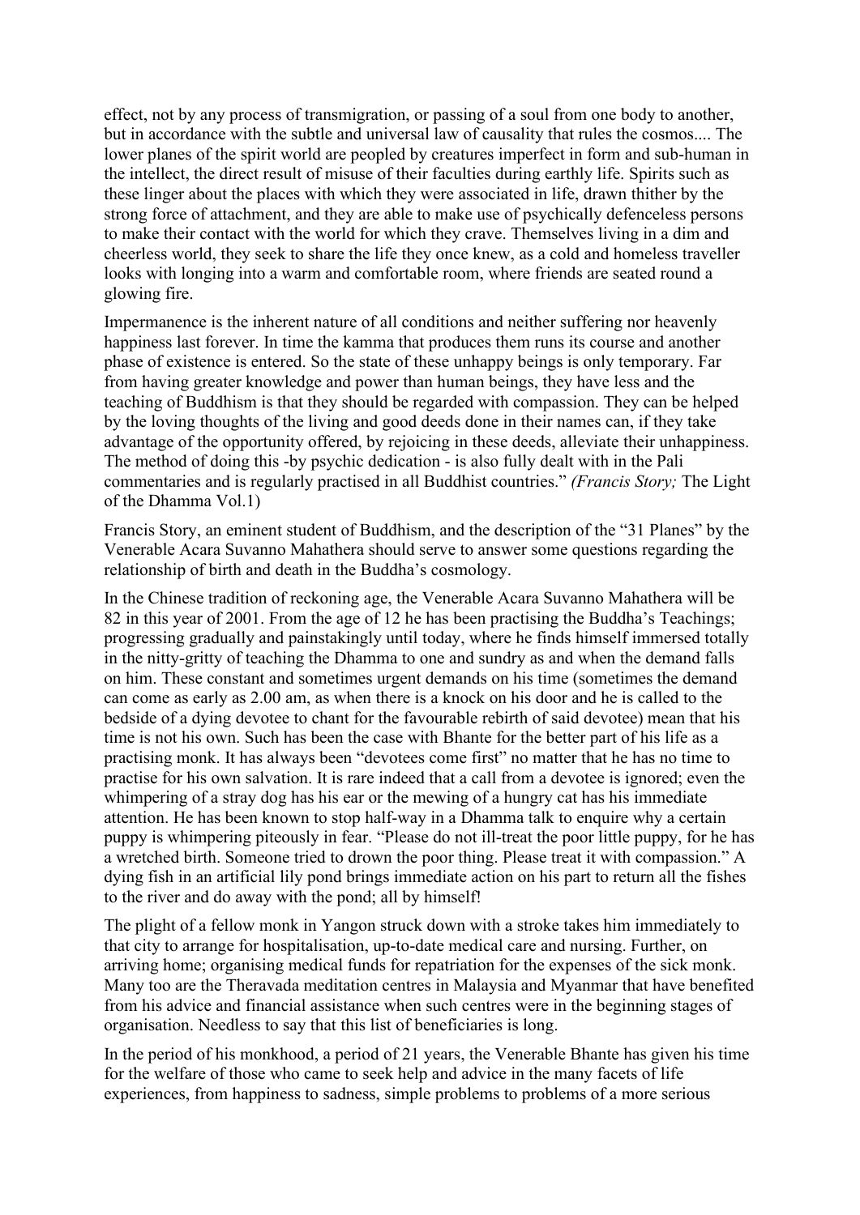effect, not by any process of transmigration, or passing of a soul from one body to another, but in accordance with the subtle and universal law of causality that rules the cosmos.... The lower planes of the spirit world are peopled by creatures imperfect in form and sub-human in the intellect, the direct result of misuse of their faculties during earthly life. Spirits such as these linger about the places with which they were associated in life, drawn thither by the strong force of attachment, and they are able to make use of psychically defenceless persons to make their contact with the world for which they crave. Themselves living in a dim and cheerless world, they seek to share the life they once knew, as a cold and homeless traveller looks with longing into a warm and comfortable room, where friends are seated round a glowing fire.

Impermanence is the inherent nature of all conditions and neither suffering nor heavenly happiness last forever. In time the kamma that produces them runs its course and another phase of existence is entered. So the state of these unhappy beings is only temporary. Far from having greater knowledge and power than human beings, they have less and the teaching of Buddhism is that they should be regarded with compassion. They can be helped by the loving thoughts of the living and good deeds done in their names can, if they take advantage of the opportunity offered, by rejoicing in these deeds, alleviate their unhappiness. The method of doing this -by psychic dedication - is also fully dealt with in the Pali commentaries and is regularly practised in all Buddhist countries." *(Francis Story;* The Light of the Dhamma Vol.1)

Francis Story, an eminent student of Buddhism, and the description of the "31 Planes" by the Venerable Acara Suvanno Mahathera should serve to answer some questions regarding the relationship of birth and death in the Buddha's cosmology.

In the Chinese tradition of reckoning age, the Venerable Acara Suvanno Mahathera will be 82 in this year of 2001. From the age of 12 he has been practising the Buddha's Teachings; progressing gradually and painstakingly until today, where he finds himself immersed totally in the nitty-gritty of teaching the Dhamma to one and sundry as and when the demand falls on him. These constant and sometimes urgent demands on his time (sometimes the demand can come as early as 2.00 am, as when there is a knock on his door and he is called to the bedside of a dying devotee to chant for the favourable rebirth of said devotee) mean that his time is not his own. Such has been the case with Bhante for the better part of his life as a practising monk. It has always been "devotees come first" no matter that he has no time to practise for his own salvation. It is rare indeed that a call from a devotee is ignored; even the whimpering of a stray dog has his ear or the mewing of a hungry cat has his immediate attention. He has been known to stop half-way in a Dhamma talk to enquire why a certain puppy is whimpering piteously in fear. "Please do not ill-treat the poor little puppy, for he has a wretched birth. Someone tried to drown the poor thing. Please treat it with compassion." A dying fish in an artificial lily pond brings immediate action on his part to return all the fishes to the river and do away with the pond; all by himself!

The plight of a fellow monk in Yangon struck down with a stroke takes him immediately to that city to arrange for hospitalisation, up-to-date medical care and nursing. Further, on arriving home; organising medical funds for repatriation for the expenses of the sick monk. Many too are the Theravada meditation centres in Malaysia and Myanmar that have benefited from his advice and financial assistance when such centres were in the beginning stages of organisation. Needless to say that this list of beneficiaries is long.

In the period of his monkhood, a period of 21 years, the Venerable Bhante has given his time for the welfare of those who came to seek help and advice in the many facets of life experiences, from happiness to sadness, simple problems to problems of a more serious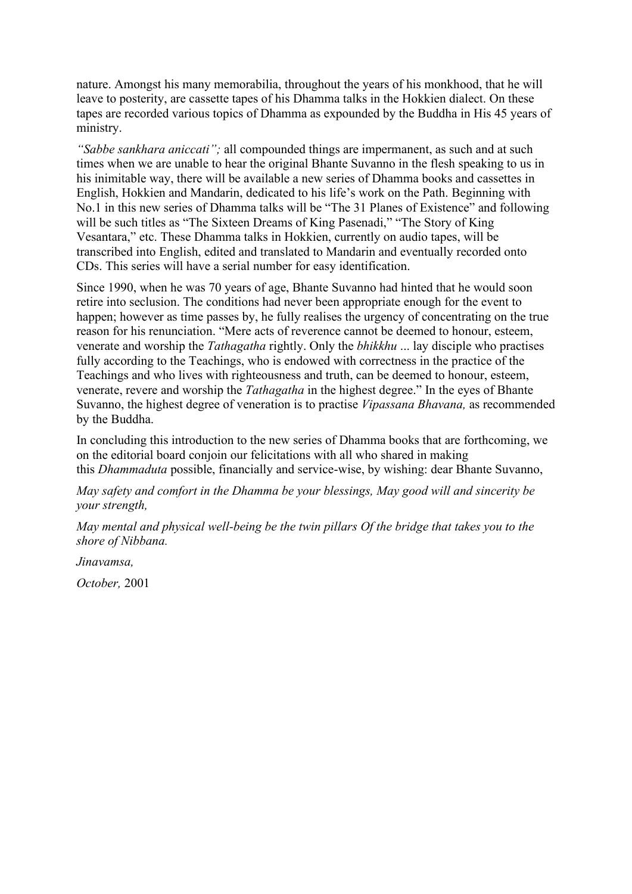nature. Amongst his many memorabilia, throughout the years of his monkhood, that he will leave to posterity, are cassette tapes of his Dhamma talks in the Hokkien dialect. On these tapes are recorded various topics of Dhamma as expounded by the Buddha in His 45 years of ministry.

*"Sabbe sankhara aniccati";* all compounded things are impermanent, as such and at such times when we are unable to hear the original Bhante Suvanno in the flesh speaking to us in his inimitable way, there will be available a new series of Dhamma books and cassettes in English, Hokkien and Mandarin, dedicated to his life's work on the Path. Beginning with No.1 in this new series of Dhamma talks will be "The 31 Planes of Existence" and following will be such titles as "The Sixteen Dreams of King Pasenadi," "The Story of King Vesantara," etc. These Dhamma talks in Hokkien, currently on audio tapes, will be transcribed into English, edited and translated to Mandarin and eventually recorded onto CDs. This series will have a serial number for easy identification.

Since 1990, when he was 70 years of age, Bhante Suvanno had hinted that he would soon retire into seclusion. The conditions had never been appropriate enough for the event to happen; however as time passes by, he fully realises the urgency of concentrating on the true reason for his renunciation. "Mere acts of reverence cannot be deemed to honour, esteem, venerate and worship the *Tathagatha* rightly. Only the *bhikkhu* ... lay disciple who practises fully according to the Teachings, who is endowed with correctness in the practice of the Teachings and who lives with righteousness and truth, can be deemed to honour, esteem, venerate, revere and worship the *Tathagatha* in the highest degree." In the eyes of Bhante Suvanno, the highest degree of veneration is to practise *Vipassana Bhavana,* as recommended by the Buddha.

In concluding this introduction to the new series of Dhamma books that are forthcoming, we on the editorial board conjoin our felicitations with all who shared in making this *Dhammaduta* possible, financially and service-wise, by wishing: dear Bhante Suvanno,

*May safety and comfort in the Dhamma be your blessings, May good will and sincerity be your strength,*

*May mental and physical well-being be the twin pillars Of the bridge that takes you to the shore of Nibbana.*

*Jinavamsa,*

*October,* 2001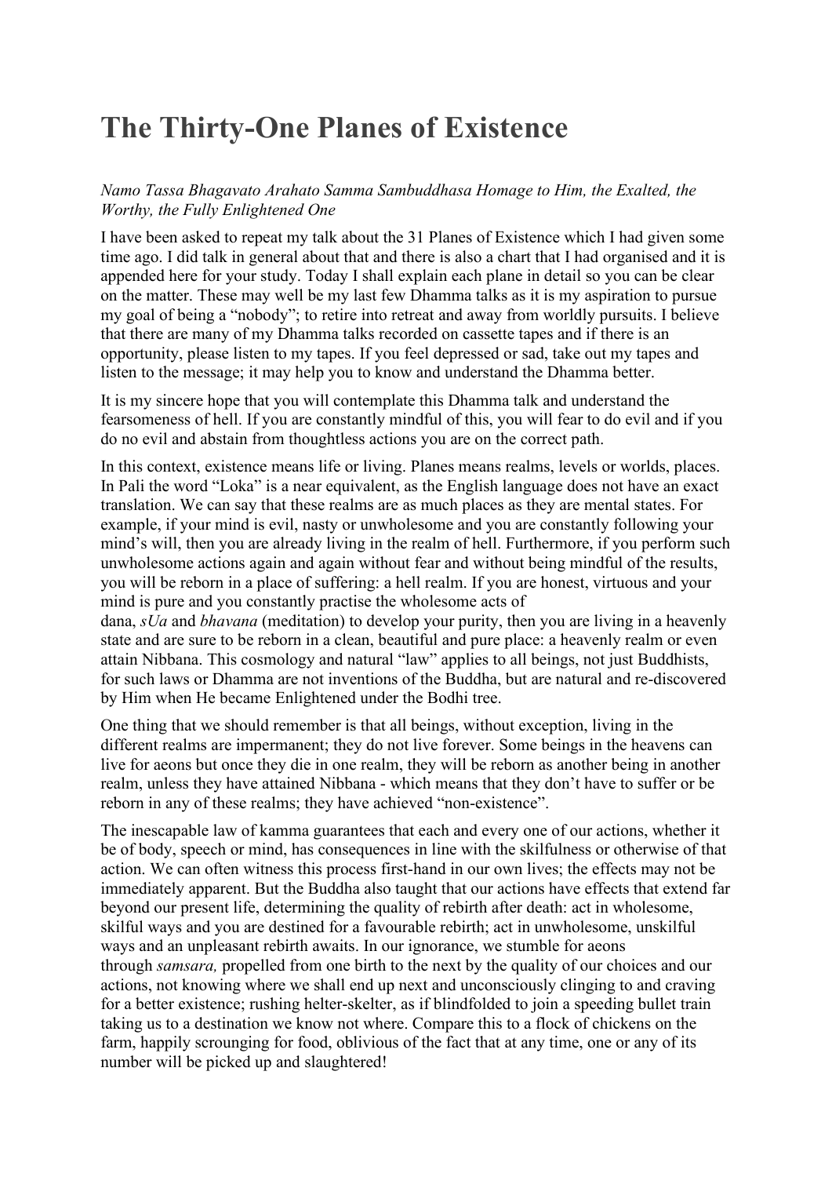# The Thirty-One Planes of Existence

*Namo Tassa Bhagavato Arahato Samma Sambuddhasa Homage to Him, the Exalted, the Worthy, the Fully Enlightened One*

I have been asked to repeat my talk about the 31 Planes of Existence which I had given some time ago. I did talk in general about that and there is also a chart that I had organised and it is appended here for your study. Today I shall explain each plane in detail so you can be clear on the matter. These may well be my last few Dhamma talks as it is my aspiration to pursue my goal of being a "nobody"; to retire into retreat and away from worldly pursuits. I believe that there are many of my Dhamma talks recorded on cassette tapes and if there is an opportunity, please listen to my tapes. If you feel depressed or sad, take out my tapes and listen to the message; it may help you to know and understand the Dhamma better.

It is my sincere hope that you will contemplate this Dhamma talk and understand the fearsomeness of hell. If you are constantly mindful of this, you will fear to do evil and if you do no evil and abstain from thoughtless actions you are on the correct path.

In this context, existence means life or living. Planes means realms, levels or worlds, places. In Pali the word "Loka" is a near equivalent, as the English language does not have an exact translation. We can say that these realms are as much places as they are mental states. For example, if your mind is evil, nasty or unwholesome and you are constantly following your mind's will, then you are already living in the realm of hell. Furthermore, if you perform such unwholesome actions again and again without fear and without being mindful of the results, you will be reborn in a place of suffering: a hell realm. If you are honest, virtuous and your mind is pure and you constantly practise the wholesome acts of dana, *sUa* and *bhavana* (meditation) to develop your purity, then you are living in a heavenly state and are sure to be reborn in a clean, beautiful and pure place: a heavenly realm or even attain Nibbana. This cosmology and natural "law" applies to all beings, not just Buddhists, for such laws or Dhamma are not inventions of the Buddha, but are natural and re-discovered by Him when He became Enlightened under the Bodhi tree.

One thing that we should remember is that all beings, without exception, living in the different realms are impermanent; they do not live forever. Some beings in the heavens can live for aeons but once they die in one realm, they will be reborn as another being in another realm, unless they have attained Nibbana - which means that they don't have to suffer or be reborn in any of these realms; they have achieved "non-existence".

The inescapable law of kamma guarantees that each and every one of our actions, whether it be of body, speech or mind, has consequences in line with the skilfulness or otherwise of that action. We can often witness this process first-hand in our own lives; the effects may not be immediately apparent. But the Buddha also taught that our actions have effects that extend far beyond our present life, determining the quality of rebirth after death: act in wholesome, skilful ways and you are destined for a favourable rebirth; act in unwholesome, unskilful ways and an unpleasant rebirth awaits. In our ignorance, we stumble for aeons through *samsara,* propelled from one birth to the next by the quality of our choices and our actions, not knowing where we shall end up next and unconsciously clinging to and craving for a better existence; rushing helter-skelter, as if blindfolded to join a speeding bullet train taking us to a destination we know not where. Compare this to a flock of chickens on the farm, happily scrounging for food, oblivious of the fact that at any time, one or any of its number will be picked up and slaughtered!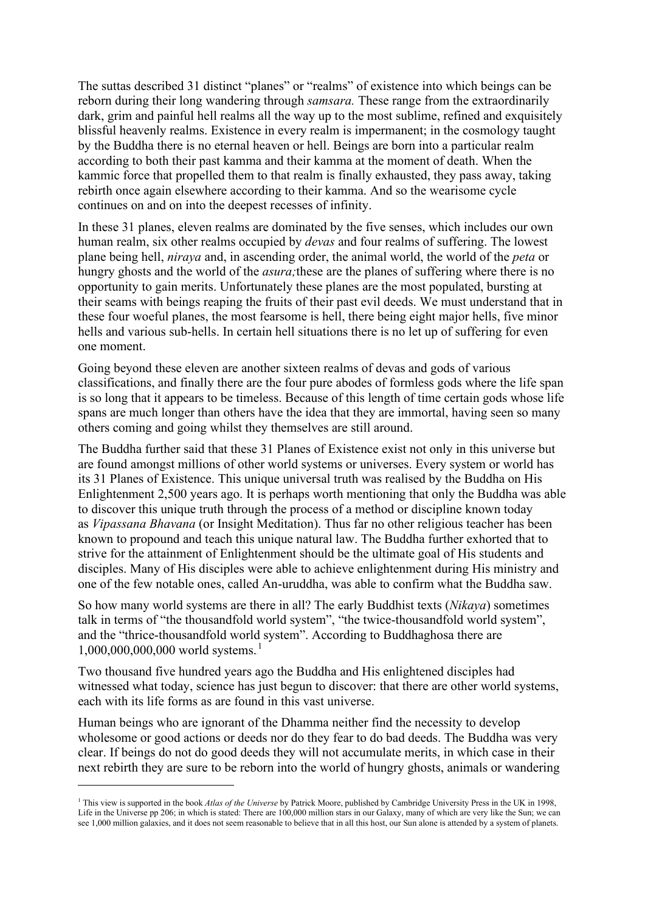The suttas described 31 distinct "planes" or "realms" of existence into which beings can be reborn during their long wandering through *samsara.* These range from the extraordinarily dark, grim and painful hell realms all the way up to the most sublime, refined and exquisitely blissful heavenly realms. Existence in every realm is impermanent; in the cosmology taught by the Buddha there is no eternal heaven or hell. Beings are born into a particular realm according to both their past kamma and their kamma at the moment of death. When the kammic force that propelled them to that realm is finally exhausted, they pass away, taking rebirth once again elsewhere according to their kamma. And so the wearisome cycle continues on and on into the deepest recesses of infinity.

In these 31 planes, eleven realms are dominated by the five senses, which includes our own human realm, six other realms occupied by *devas* and four realms of suffering. The lowest plane being hell, *niraya* and, in ascending order, the animal world, the world of the *peta* or hungry ghosts and the world of the *asura;* these are the planes of suffering where there is no opportunity to gain merits. Unfortunately these planes are the most populated, bursting at their seams with beings reaping the fruits of their past evil deeds. We must understand that in these four woeful planes, the most fearsome is hell, there being eight major hells, five minor hells and various sub-hells. In certain hell situations there is no let up of suffering for even one moment.

Going beyond these eleven are another sixteen realms of devas and gods of various classifications, and finally there are the four pure abodes of formless gods where the life span is so long that it appears to be timeless. Because of this length of time certain gods whose life spans are much longer than others have the idea that they are immortal, having seen so many others coming and going whilst they themselves are still around.

The Buddha further said that these 31 Planes of Existence exist not only in this universe but are found amongst millions of other world systems or universes. Every system or world has its 31 Planes of Existence. This unique universal truth was realised by the Buddha on His Enlightenment 2,500 years ago. It is perhaps worth mentioning that only the Buddha was able to discover this unique truth through the process of a method or discipline known today as *Vipassana Bhavana* (or Insight Meditation). Thus far no other religious teacher has been known to propound and teach this unique natural law. The Buddha further exhorted that to strive for the attainment of Enlightenment should be the ultimate goal of His students and disciples. Many of His disciples were able to achieve enlightenment during His ministry and one of the few notable ones, called An-uruddha, was able to confirm what the Buddha saw.

So how many world systems are there in all? The early Buddhist texts (*Nikaya*) sometimes talk in terms of "the thousandfold world system", "the twice-thousandfold world system", and the "thrice-thousandfold world system". According to Buddhaghosa there are 1,000,000,000,000 world systems.[1]

Two thousand five hundred years ago the Buddha and His enlightened disciples had witnessed what today, science has just begun to discover: that there are other world systems, each with its life forms as are found in this vast universe.

Human beings who are ignorant of the Dhamma neither find the necessity to develop wholesome or good actions or deeds nor do they fear to do bad deeds. The Buddha was very clear. If beings do not do good deeds they will not accumulate merits, in which case in their next rebirth they are sure to be reborn into the world of hungry ghosts, animals or wandering

---

[1] This view is supported in the book *Atlas of the Universe* by Patrick Moore, published by Cambridge University Press in the UK in 1998, Life in the Universe pp 206; in which is stated: There are 100,000 million stars in our Galaxy, many of which are very like the Sun; we can see 1,000 million galaxies, and it does not seem reasonable to believe that in all this host, our Sun alone is attended by a system of planets.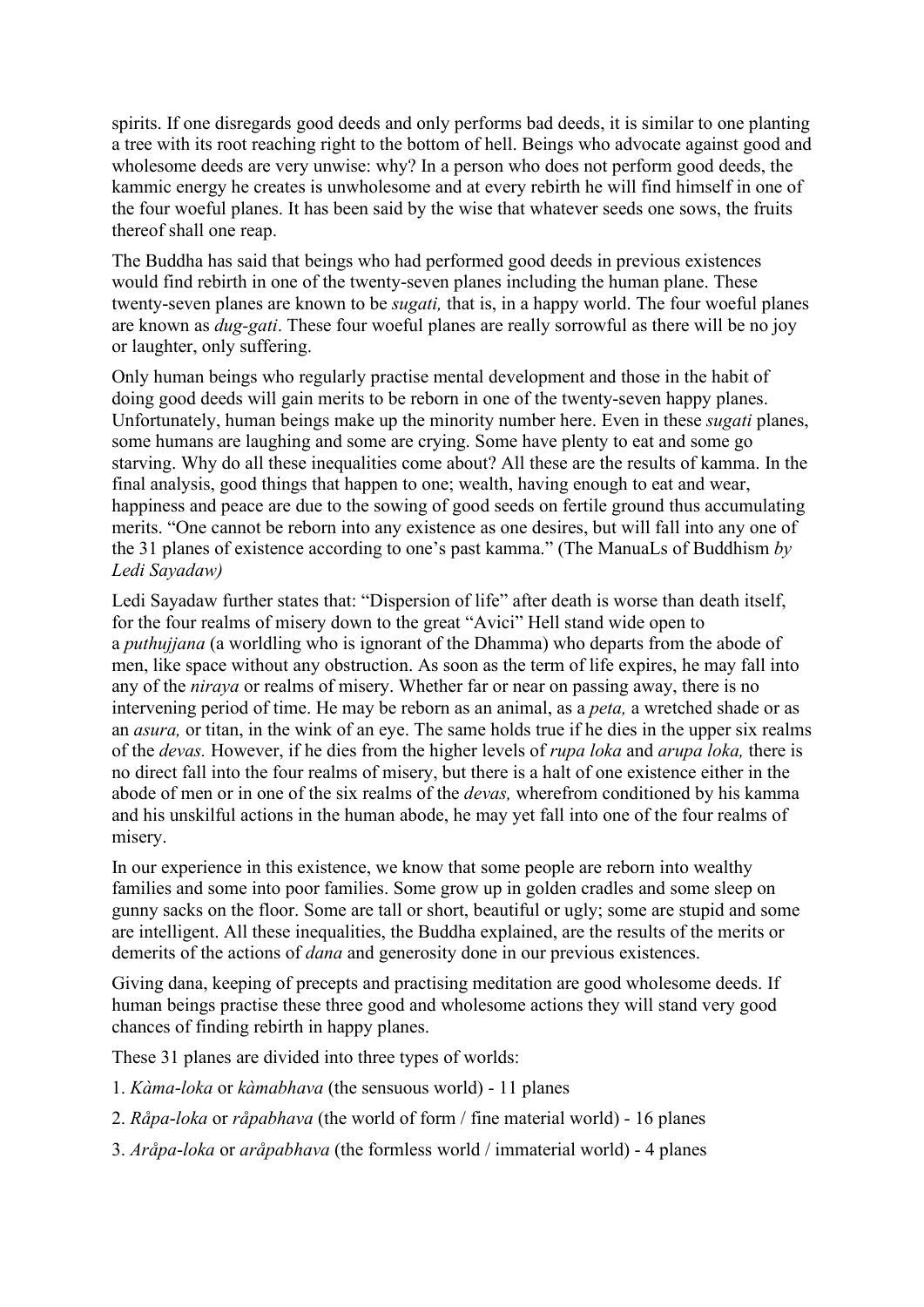spirits. If one disregards good deeds and only performs bad deeds, it is similar to one planting a tree with its root reaching right to the bottom of hell. Beings who advocate against good and wholesome deeds are very unwise: why? In a person who does not perform good deeds, the kammic energy he creates is unwholesome and at every rebirth he will find himself in one of the four woeful planes. It has been said by the wise that whatever seeds one sows, the fruits thereof shall one reap.

The Buddha has said that beings who had performed good deeds in previous existences would find rebirth in one of the twenty-seven planes including the human plane. These twenty-seven planes are known to be *sugati,* that is, in a happy world. The four woeful planes are known as *dug-gati*. These four woeful planes are really sorrowful as there will be no joy or laughter, only suffering.

Only human beings who regularly practise mental development and those in the habit of doing good deeds will gain merits to be reborn in one of the twenty-seven happy planes. Unfortunately, human beings make up the minority number here. Even in these *sugati* planes, some humans are laughing and some are crying. Some have plenty to eat and some go starving. Why do all these inequalities come about? All these are the results of kamma. In the final analysis, good things that happen to one; wealth, having enough to eat and wear, happiness and peace are due to the sowing of good seeds on fertile ground thus accumulating merits. "One cannot be reborn into any existence as one desires, but will fall into any one of the 31 planes of existence according to one's past kamma." (The ManuaLs of Buddhism *by Ledi Sayadaw)*

Ledi Sayadaw further states that: "Dispersion of life" after death is worse than death itself, for the four realms of misery down to the great "Avici" Hell stand wide open to a *puthujjana* (a worldling who is ignorant of the Dhamma) who departs from the abode of men, like space without any obstruction. As soon as the term of life expires, he may fall into any of the *niraya* or realms of misery. Whether far or near on passing away, there is no intervening period of time. He may be reborn as an animal, as a *peta,* a wretched shade or as an *asura,* or titan, in the wink of an eye. The same holds true if he dies in the upper six realms of the *devas.* However, if he dies from the higher levels of *rupa loka* and *arupa loka,* there is no direct fall into the four realms of misery, but there is a halt of one existence either in the abode of men or in one of the six realms of the *devas,* wherefrom conditioned by his kamma and his unskilful actions in the human abode, he may yet fall into one of the four realms of misery.

In our experience in this existence, we know that some people are reborn into wealthy families and some into poor families. Some grow up in golden cradles and some sleep on gunny sacks on the floor. Some are tall or short, beautiful or ugly; some are stupid and some are intelligent. All these inequalities, the Buddha explained, are the results of the merits or demerits of the actions of *dana* and generosity done in our previous existences.

Giving dana, keeping of precepts and practising meditation are good wholesome deeds. If human beings practise these three good and wholesome actions they will stand very good chances of finding rebirth in happy planes.

These 31 planes are divided into three types of worlds:

1. *Kàma-loka* or *kàmabhava* (the sensuous world) - 11 planes
2. *Råpa-loka* or *råpabhava* (the world of form / fine material world) - 16 planes
3. *Aråpa-loka* or *aråpabhava* (the formless world / immaterial world) - 4 planes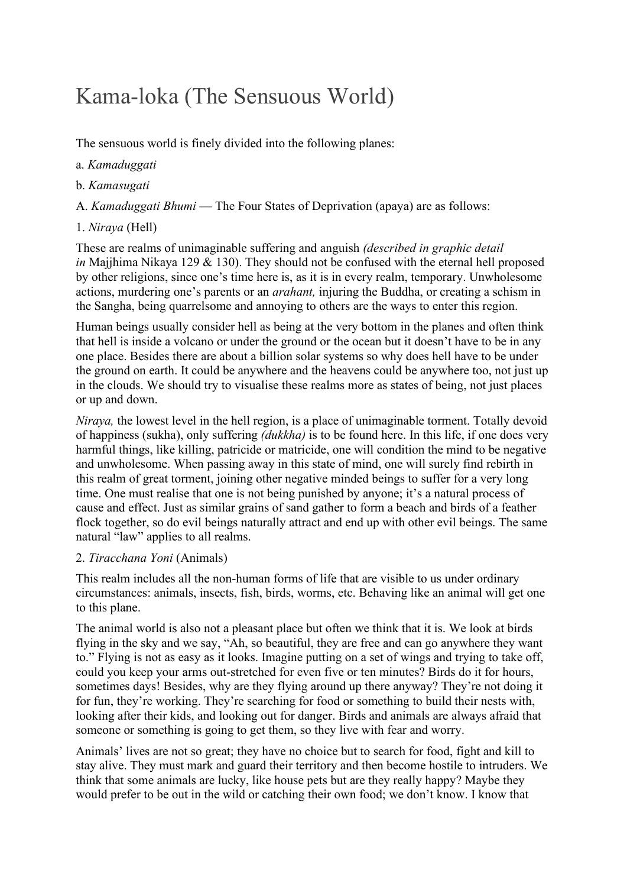# Kama-loka (The Sensuous World)

The sensuous world is finely divided into the following planes:

a. *Kamaduggati*

b. *Kamasugati*

A. *Kamaduggati Bhumi* — The Four States of Deprivation (apaya) are as follows:

1. *Niraya* (Hell)

These are realms of unimaginable suffering and anguish *(described in graphic detail in* Majjhima Nikaya 129 & 130). They should not be confused with the eternal hell proposed by other religions, since one's time here is, as it is in every realm, temporary. Unwholesome actions, murdering one's parents or an *arahant,* injuring the Buddha, or creating a schism in the Sangha, being quarrelsome and annoying to others are the ways to enter this region.

Human beings usually consider hell as being at the very bottom in the planes and often think that hell is inside a volcano or under the ground or the ocean but it doesn't have to be in any one place. Besides there are about a billion solar systems so why does hell have to be under the ground on earth. It could be anywhere and the heavens could be anywhere too, not just up in the clouds. We should try to visualise these realms more as states of being, not just places or up and down.

*Niraya,* the lowest level in the hell region, is a place of unimaginable torment. Totally devoid of happiness (sukha), only suffering *(dukkha)* is to be found here. In this life, if one does very harmful things, like killing, patricide or matricide, one will condition the mind to be negative and unwholesome. When passing away in this state of mind, one will surely find rebirth in this realm of great torment, joining other negative minded beings to suffer for a very long time. One must realise that one is not being punished by anyone; it's a natural process of cause and effect. Just as similar grains of sand gather to form a beach and birds of a feather flock together, so do evil beings naturally attract and end up with other evil beings. The same natural "law" applies to all realms.

2. *Tiracchana Yoni* (Animals)

This realm includes all the non-human forms of life that are visible to us under ordinary circumstances: animals, insects, fish, birds, worms, etc. Behaving like an animal will get one to this plane.

The animal world is also not a pleasant place but often we think that it is. We look at birds flying in the sky and we say, "Ah, so beautiful, they are free and can go anywhere they want to." Flying is not as easy as it looks. Imagine putting on a set of wings and trying to take off, could you keep your arms out-stretched for even five or ten minutes? Birds do it for hours, sometimes days! Besides, why are they flying around up there anyway? They're not doing it for fun, they're working. They're searching for food or something to build their nests with, looking after their kids, and looking out for danger. Birds and animals are always afraid that someone or something is going to get them, so they live with fear and worry.

Animals' lives are not so great; they have no choice but to search for food, fight and kill to stay alive. They must mark and guard their territory and then become hostile to intruders. We think that some animals are lucky, like house pets but are they really happy? Maybe they would prefer to be out in the wild or catching their own food; we don't know. I know that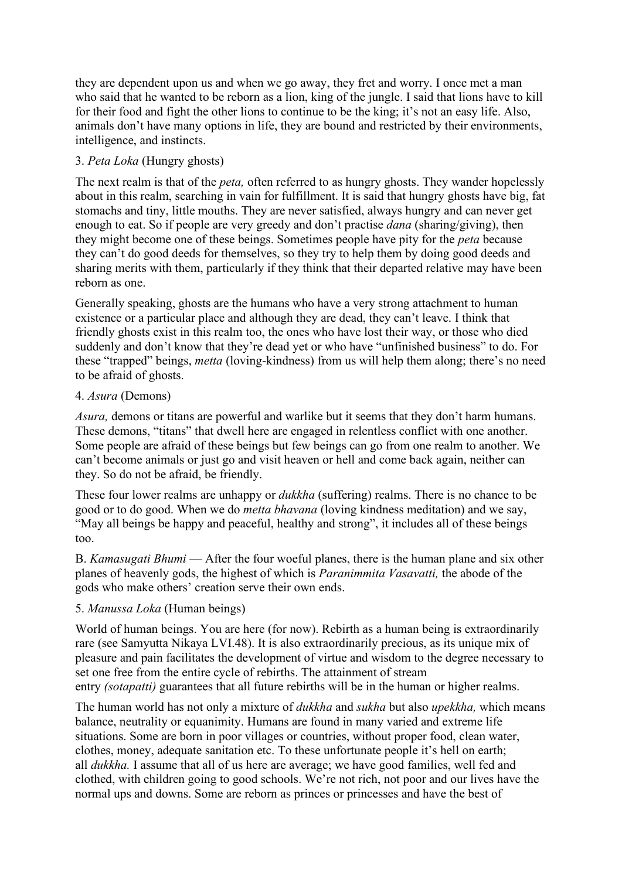they are dependent upon us and when we go away, they fret and worry. I once met a man who said that he wanted to be reborn as a lion, king of the jungle. I said that lions have to kill for their food and fight the other lions to continue to be the king; it's not an easy life. Also, animals don't have many options in life, they are bound and restricted by their environments, intelligence, and instincts.

3. *Peta Loka* (Hungry ghosts)

The next realm is that of the *peta,* often referred to as hungry ghosts. They wander hopelessly about in this realm, searching in vain for fulfillment. It is said that hungry ghosts have big, fat stomachs and tiny, little mouths. They are never satisfied, always hungry and can never get enough to eat. So if people are very greedy and don't practise *dana* (sharing/giving), then they might become one of these beings. Sometimes people have pity for the *peta* because they can't do good deeds for themselves, so they try to help them by doing good deeds and sharing merits with them, particularly if they think that their departed relative may have been reborn as one.

Generally speaking, ghosts are the humans who have a very strong attachment to human existence or a particular place and although they are dead, they can't leave. I think that friendly ghosts exist in this realm too, the ones who have lost their way, or those who died suddenly and don't know that they're dead yet or who have "unfinished business" to do. For these "trapped" beings, *metta* (loving-kindness) from us will help them along; there's no need to be afraid of ghosts.

4. *Asura* (Demons)

*Asura,* demons or titans are powerful and warlike but it seems that they don't harm humans. These demons, "titans" that dwell here are engaged in relentless conflict with one another. Some people are afraid of these beings but few beings can go from one realm to another. We can't become animals or just go and visit heaven or hell and come back again, neither can they. So do not be afraid, be friendly.

These four lower realms are unhappy or *dukkha* (suffering) realms. There is no chance to be good or to do good. When we do *metta bhavana* (loving kindness meditation) and we say, "May all beings be happy and peaceful, healthy and strong", it includes all of these beings too.

B. *Kamasugati Bhumi* — After the four woeful planes, there is the human plane and six other planes of heavenly gods, the highest of which is *Paranimmita Vasavatti,* the abode of the gods who make others' creation serve their own ends.

5. *Manussa Loka* (Human beings)

World of human beings. You are here (for now). Rebirth as a human being is extraordinarily rare (see Samyutta Nikaya LVI.48). It is also extraordinarily precious, as its unique mix of pleasure and pain facilitates the development of virtue and wisdom to the degree necessary to set one free from the entire cycle of rebirths. The attainment of stream entry *(sotapatti)* guarantees that all future rebirths will be in the human or higher realms.

The human world has not only a mixture of *dukkha* and *sukha* but also *upekkha,* which means balance, neutrality or equanimity. Humans are found in many varied and extreme life situations. Some are born in poor villages or countries, without proper food, clean water, clothes, money, adequate sanitation etc. To these unfortunate people it's hell on earth; all *dukkha.* I assume that all of us here are average; we have good families, well fed and clothed, with children going to good schools. We're not rich, not poor and our lives have the normal ups and downs. Some are reborn as princes or princesses and have the best of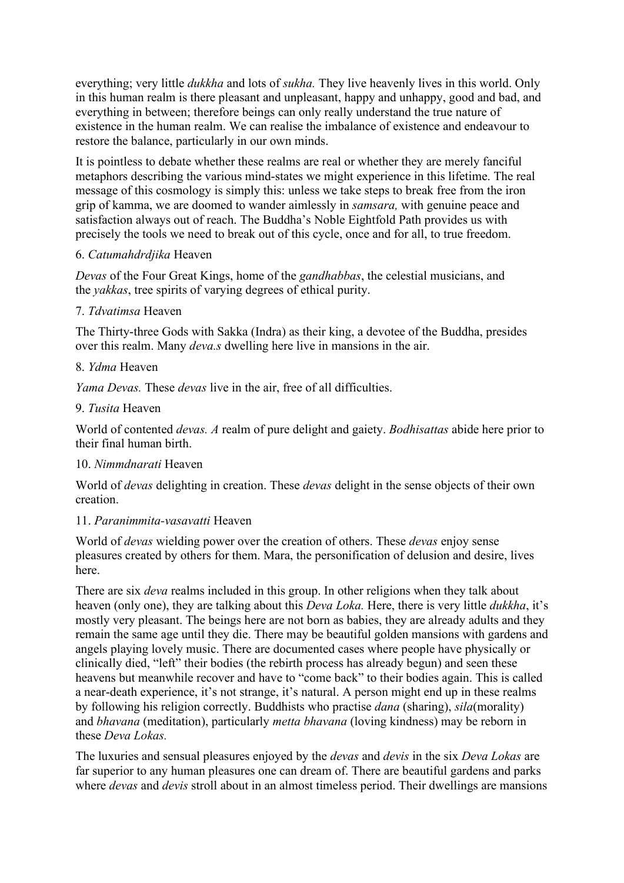everything; very little *dukkha* and lots of *sukha.* They live heavenly lives in this world. Only in this human realm is there pleasant and unpleasant, happy and unhappy, good and bad, and everything in between; therefore beings can only really understand the true nature of existence in the human realm. We can realise the imbalance of existence and endeavour to restore the balance, particularly in our own minds.

It is pointless to debate whether these realms are real or whether they are merely fanciful metaphors describing the various mind-states we might experience in this lifetime. The real message of this cosmology is simply this: unless we take steps to break free from the iron grip of kamma, we are doomed to wander aimlessly in *samsara,* with genuine peace and satisfaction always out of reach. The Buddha's Noble Eightfold Path provides us with precisely the tools we need to break out of this cycle, once and for all, to true freedom.

6. *Catumahdrdjika* Heaven

*Devas* of the Four Great Kings, home of the *gandhabbas*, the celestial musicians, and the *yakkas*, tree spirits of varying degrees of ethical purity.

7. *Tdvatimsa* Heaven

The Thirty-three Gods with Sakka (Indra) as their king, a devotee of the Buddha, presides over this realm. Many *deva.s* dwelling here live in mansions in the air.

8. *Ydma* Heaven

*Yama Devas.* These *devas* live in the air, free of all difficulties.

9. *Tusita* Heaven

World of contented *devas. A* realm of pure delight and gaiety. *Bodhisattas* abide here prior to their final human birth.

10. *Nimmdnarati* Heaven

World of *devas* delighting in creation. These *devas* delight in the sense objects of their own creation.

11. *Paranimmita-vasavatti* Heaven

World of *devas* wielding power over the creation of others. These *devas* enjoy sense pleasures created by others for them. Mara, the personification of delusion and desire, lives here.

There are six *deva* realms included in this group. In other religions when they talk about heaven (only one), they are talking about this *Deva Loka.* Here, there is very little *dukkha*, it's mostly very pleasant. The beings here are not born as babies, they are already adults and they remain the same age until they die. There may be beautiful golden mansions with gardens and angels playing lovely music. There are documented cases where people have physically or clinically died, "left" their bodies (the rebirth process has already begun) and seen these heavens but meanwhile recover and have to "come back" to their bodies again. This is called a near-death experience, it's not strange, it's natural. A person might end up in these realms by following his religion correctly. Buddhists who practise *dana* (sharing), *sila*(morality) and *bhavana* (meditation), particularly *metta bhavana* (loving kindness) may be reborn in these *Deva Lokas.*

The luxuries and sensual pleasures enjoyed by the *devas* and *devis* in the six *Deva Lokas* are far superior to any human pleasures one can dream of. There are beautiful gardens and parks where *devas* and *devis* stroll about in an almost timeless period. Their dwellings are mansions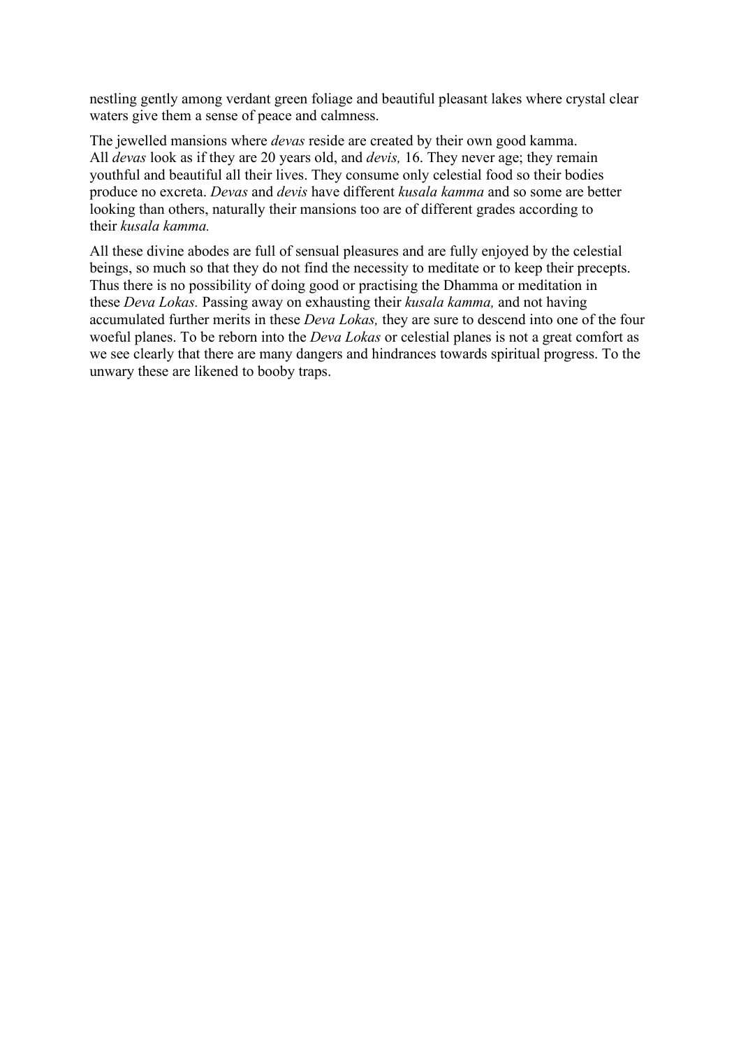nestling gently among verdant green foliage and beautiful pleasant lakes where crystal clear waters give them a sense of peace and calmness.

The jewelled mansions where *devas* reside are created by their own good kamma. All *devas* look as if they are 20 years old, and *devis,* 16. They never age; they remain youthful and beautiful all their lives. They consume only celestial food so their bodies produce no excreta. *Devas* and *devis* have different *kusala kamma* and so some are better looking than others, naturally their mansions too are of different grades according to their *kusala kamma.*

All these divine abodes are full of sensual pleasures and are fully enjoyed by the celestial beings, so much so that they do not find the necessity to meditate or to keep their precepts. Thus there is no possibility of doing good or practising the Dhamma or meditation in these *Deva Lokas.* Passing away on exhausting their *kusala kamma,* and not having accumulated further merits in these *Deva Lokas,* they are sure to descend into one of the four woeful planes. To be reborn into the *Deva Lokas* or celestial planes is not a great comfort as we see clearly that there are many dangers and hindrances towards spiritual progress. To the unwary these are likened to booby traps.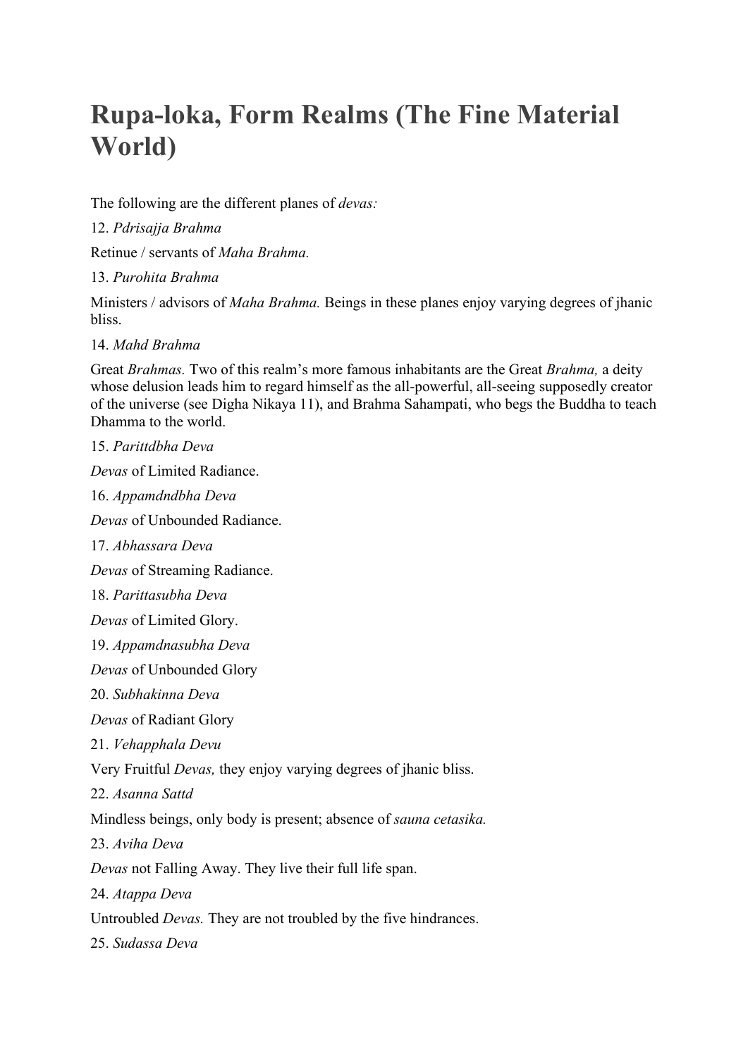# Rupa-loka, Form Realms (The Fine Material World)

The following are the different planes of *devas:*

12. *Pdrisajja Brahma*

Retinue / servants of *Maha Brahma.*

13. *Purohita Brahma*

Ministers / advisors of *Maha Brahma.* Beings in these planes enjoy varying degrees of jhanic bliss.

14. *Mahd Brahma*

Great *Brahmas.* Two of this realm's more famous inhabitants are the Great *Brahma,* a deity whose delusion leads him to regard himself as the all-powerful, all-seeing supposedly creator of the universe (see Digha Nikaya 11), and Brahma Sahampati, who begs the Buddha to teach Dhamma to the world.

15. *Parittdbha Deva*

*Devas* of Limited Radiance.

16. *Appamdndbha Deva*

*Devas* of Unbounded Radiance.

17. *Abhassara Deva*

*Devas* of Streaming Radiance.

18. *Parittasubha Deva*

*Devas* of Limited Glory.

19. *Appamdnasubha Deva*

*Devas* of Unbounded Glory

20. *Subhakinna Deva*

*Devas* of Radiant Glory

21. *Vehapphala Devu*

Very Fruitful *Devas,* they enjoy varying degrees of jhanic bliss.

22. *Asanna Sattd*

Mindless beings, only body is present; absence of *sauna cetasika.*

23. *Aviha Deva*

*Devas* not Falling Away. They live their full life span.

24. *Atappa Deva*

Untroubled *Devas.* They are not troubled by the five hindrances.

25. *Sudassa Deva*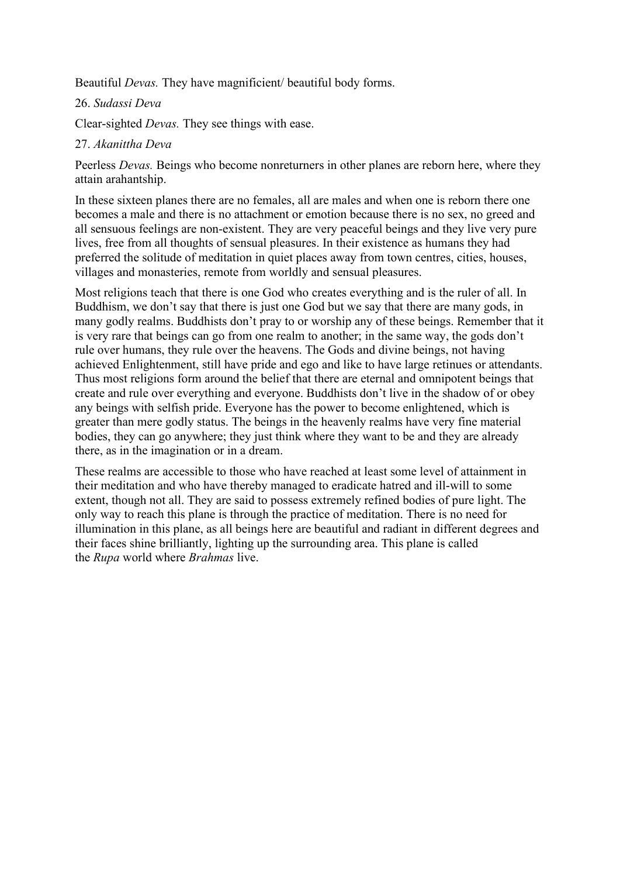Beautiful *Devas.* They have magnificient/ beautiful body forms.

26. *Sudassi Deva*

Clear-sighted *Devas.* They see things with ease.

27. *Akanittha Deva*

Peerless *Devas.* Beings who become nonreturners in other planes are reborn here, where they attain arahantship.

In these sixteen planes there are no females, all are males and when one is reborn there one becomes a male and there is no attachment or emotion because there is no sex, no greed and all sensuous feelings are non-existent. They are very peaceful beings and they live very pure lives, free from all thoughts of sensual pleasures. In their existence as humans they had preferred the solitude of meditation in quiet places away from town centres, cities, houses, villages and monasteries, remote from worldly and sensual pleasures.

Most religions teach that there is one God who creates everything and is the ruler of all. In Buddhism, we don't say that there is just one God but we say that there are many gods, in many godly realms. Buddhists don't pray to or worship any of these beings. Remember that it is very rare that beings can go from one realm to another; in the same way, the gods don't rule over humans, they rule over the heavens. The Gods and divine beings, not having achieved Enlightenment, still have pride and ego and like to have large retinues or attendants. Thus most religions form around the belief that there are eternal and omnipotent beings that create and rule over everything and everyone. Buddhists don't live in the shadow of or obey any beings with selfish pride. Everyone has the power to become enlightened, which is greater than mere godly status. The beings in the heavenly realms have very fine material bodies, they can go anywhere; they just think where they want to be and they are already there, as in the imagination or in a dream.

These realms are accessible to those who have reached at least some level of attainment in their meditation and who have thereby managed to eradicate hatred and ill-will to some extent, though not all. They are said to possess extremely refined bodies of pure light. The only way to reach this plane is through the practice of meditation. There is no need for illumination in this plane, as all beings here are beautiful and radiant in different degrees and their faces shine brilliantly, lighting up the surrounding area. This plane is called the *Rupa* world where *Brahmas* live.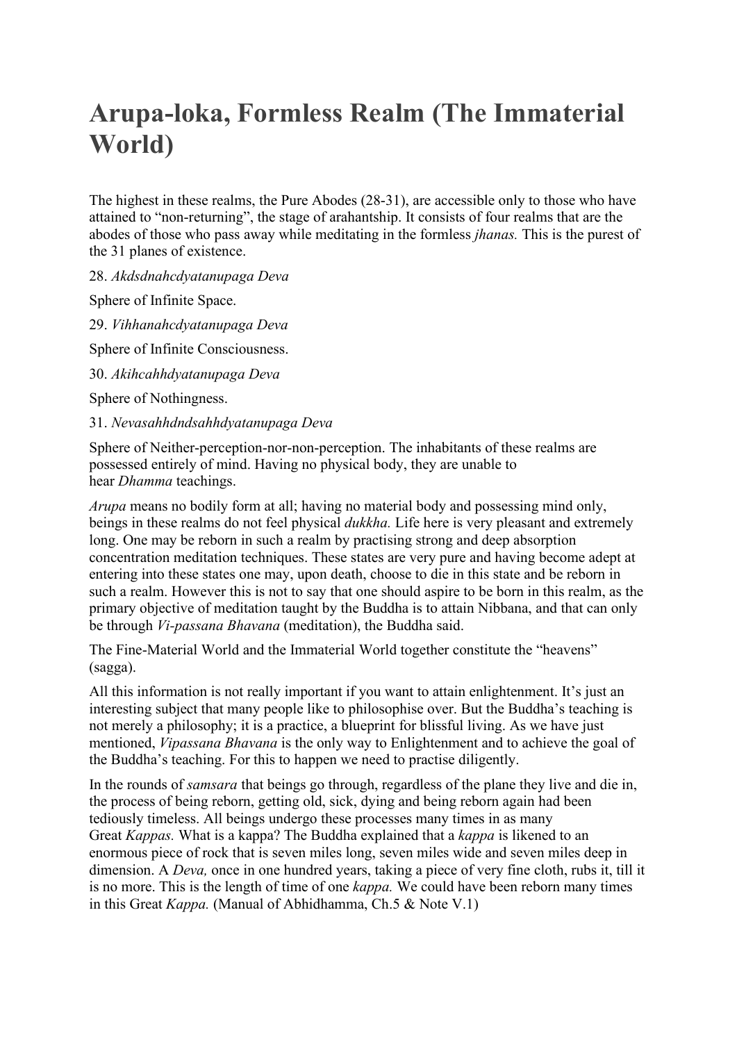# Arupa-loka, Formless Realm (The Immaterial World)

The highest in these realms, the Pure Abodes (28-31), are accessible only to those who have attained to "non-returning", the stage of arahantship. It consists of four realms that are the abodes of those who pass away while meditating in the formless *jhanas.* This is the purest of the 31 planes of existence.

28. *Akdsdnahcdyatanupaga Deva*

Sphere of Infinite Space.

29. *Vihhanahcdyatanupaga Deva*

Sphere of Infinite Consciousness.

30. *Akihcahhdyatanupaga Deva*

Sphere of Nothingness.

31. *Nevasahhdndsahhdyatanupaga Deva*

Sphere of Neither-perception-nor-non-perception. The inhabitants of these realms are possessed entirely of mind. Having no physical body, they are unable to hear *Dhamma* teachings.

*Arupa* means no bodily form at all; having no material body and possessing mind only, beings in these realms do not feel physical *dukkha.* Life here is very pleasant and extremely long. One may be reborn in such a realm by practising strong and deep absorption concentration meditation techniques. These states are very pure and having become adept at entering into these states one may, upon death, choose to die in this state and be reborn in such a realm. However this is not to say that one should aspire to be born in this realm, as the primary objective of meditation taught by the Buddha is to attain Nibbana, and that can only be through *Vi-passana Bhavana* (meditation), the Buddha said.

The Fine-Material World and the Immaterial World together constitute the "heavens" (sagga).

All this information is not really important if you want to attain enlightenment. It's just an interesting subject that many people like to philosophise over. But the Buddha's teaching is not merely a philosophy; it is a practice, a blueprint for blissful living. As we have just mentioned, *Vipassana Bhavana* is the only way to Enlightenment and to achieve the goal of the Buddha's teaching. For this to happen we need to practise diligently.

In the rounds of *samsara* that beings go through, regardless of the plane they live and die in, the process of being reborn, getting old, sick, dying and being reborn again had been tediously timeless. All beings undergo these processes many times in as many Great *Kappas.* What is a kappa? The Buddha explained that a *kappa* is likened to an enormous piece of rock that is seven miles long, seven miles wide and seven miles deep in dimension. A *Deva,* once in one hundred years, taking a piece of very fine cloth, rubs it, till it is no more. This is the length of time of one *kappa.* We could have been reborn many times in this Great *Kappa.* (Manual of Abhidhamma, Ch.5 & Note V.1)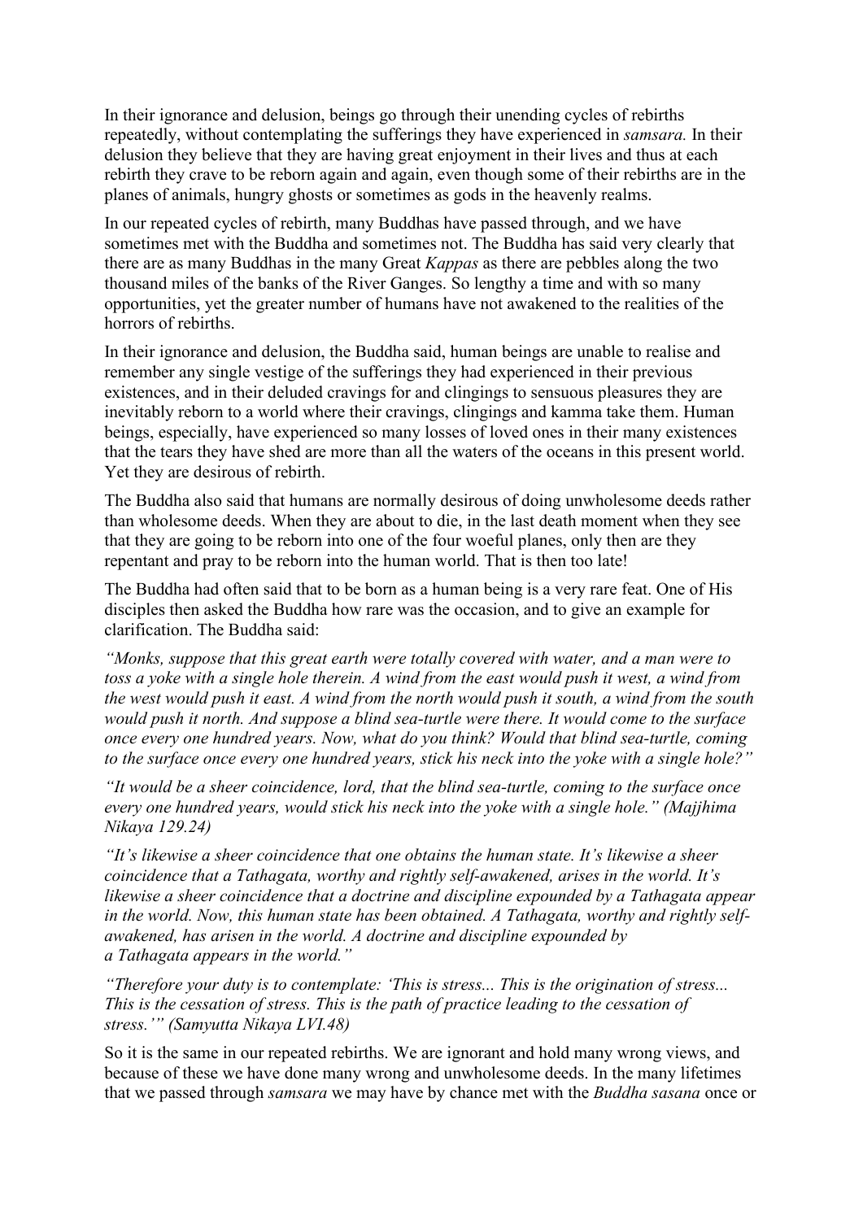In their ignorance and delusion, beings go through their unending cycles of rebirths repeatedly, without contemplating the sufferings they have experienced in *samsara.* In their delusion they believe that they are having great enjoyment in their lives and thus at each rebirth they crave to be reborn again and again, even though some of their rebirths are in the planes of animals, hungry ghosts or sometimes as gods in the heavenly realms.

In our repeated cycles of rebirth, many Buddhas have passed through, and we have sometimes met with the Buddha and sometimes not. The Buddha has said very clearly that there are as many Buddhas in the many Great *Kappas* as there are pebbles along the two thousand miles of the banks of the River Ganges. So lengthy a time and with so many opportunities, yet the greater number of humans have not awakened to the realities of the horrors of rebirths.

In their ignorance and delusion, the Buddha said, human beings are unable to realise and remember any single vestige of the sufferings they had experienced in their previous existences, and in their deluded cravings for and clingings to sensuous pleasures they are inevitably reborn to a world where their cravings, clingings and kamma take them. Human beings, especially, have experienced so many losses of loved ones in their many existences that the tears they have shed are more than all the waters of the oceans in this present world. Yet they are desirous of rebirth.

The Buddha also said that humans are normally desirous of doing unwholesome deeds rather than wholesome deeds. When they are about to die, in the last death moment when they see that they are going to be reborn into one of the four woeful planes, only then are they repentant and pray to be reborn into the human world. That is then too late!

The Buddha had often said that to be born as a human being is a very rare feat. One of His disciples then asked the Buddha how rare was the occasion, and to give an example for clarification. The Buddha said:

*"Monks, suppose that this great earth were totally covered with water, and a man were to toss a yoke with a single hole therein. A wind from the east would push it west, a wind from the west would push it east. A wind from the north would push it south, a wind from the south would push it north. And suppose a blind sea-turtle were there. It would come to the surface once every one hundred years. Now, what do you think? Would that blind sea-turtle, coming to the surface once every one hundred years, stick his neck into the yoke with a single hole?"*

*"It would be a sheer coincidence, lord, that the blind sea-turtle, coming to the surface once every one hundred years, would stick his neck into the yoke with a single hole." (Majjhima Nikaya 129.24)*

*"It's likewise a sheer coincidence that one obtains the human state. It's likewise a sheer coincidence that a Tathagata, worthy and rightly self-awakened, arises in the world. It's likewise a sheer coincidence that a doctrine and discipline expounded by a Tathagata appear in the world. Now, this human state has been obtained. A Tathagata, worthy and rightly self-awakened, has arisen in the world. A doctrine and discipline expounded by a Tathagata appears in the world."*

*"Therefore your duty is to contemplate: 'This is stress... This is the origination of stress... This is the cessation of stress. This is the path of practice leading to the cessation of stress.'" (Samyutta Nikaya LVI.48)*

So it is the same in our repeated rebirths. We are ignorant and hold many wrong views, and because of these we have done many wrong and unwholesome deeds. In the many lifetimes that we passed through *samsara* we may have by chance met with the *Buddha sasana* once or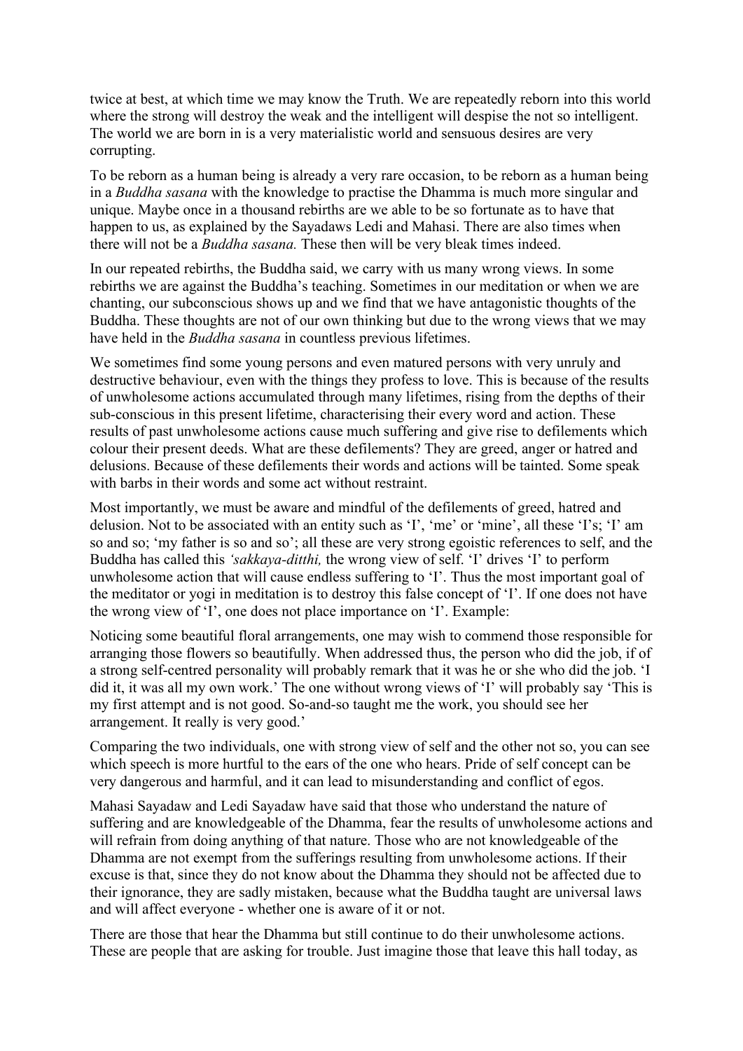twice at best, at which time we may know the Truth. We are repeatedly reborn into this world where the strong will destroy the weak and the intelligent will despise the not so intelligent. The world we are born in is a very materialistic world and sensuous desires are very corrupting.

To be reborn as a human being is already a very rare occasion, to be reborn as a human being in a *Buddha sasana* with the knowledge to practise the Dhamma is much more singular and unique. Maybe once in a thousand rebirths are we able to be so fortunate as to have that happen to us, as explained by the Sayadaws Ledi and Mahasi. There are also times when there will not be a *Buddha sasana.* These then will be very bleak times indeed.

In our repeated rebirths, the Buddha said, we carry with us many wrong views. In some rebirths we are against the Buddha's teaching. Sometimes in our meditation or when we are chanting, our subconscious shows up and we find that we have antagonistic thoughts of the Buddha. These thoughts are not of our own thinking but due to the wrong views that we may have held in the *Buddha sasana* in countless previous lifetimes.

We sometimes find some young persons and even matured persons with very unruly and destructive behaviour, even with the things they profess to love. This is because of the results of unwholesome actions accumulated through many lifetimes, rising from the depths of their sub-conscious in this present lifetime, characterising their every word and action. These results of past unwholesome actions cause much suffering and give rise to defilements which colour their present deeds. What are these defilements? They are greed, anger or hatred and delusions. Because of these defilements their words and actions will be tainted. Some speak with barbs in their words and some act without restraint.

Most importantly, we must be aware and mindful of the defilements of greed, hatred and delusion. Not to be associated with an entity such as 'I', 'me' or 'mine', all these 'I's; 'I' am so and so; 'my father is so and so'; all these are very strong egoistic references to self, and the Buddha has called this *'sakkaya-ditthi,* the wrong view of self. 'I' drives 'I' to perform unwholesome action that will cause endless suffering to 'I'. Thus the most important goal of the meditator or yogi in meditation is to destroy this false concept of 'I'. If one does not have the wrong view of 'I', one does not place importance on 'I'. Example:

Noticing some beautiful floral arrangements, one may wish to commend those responsible for arranging those flowers so beautifully. When addressed thus, the person who did the job, if of a strong self-centred personality will probably remark that it was he or she who did the job. 'I did it, it was all my own work.' The one without wrong views of 'I' will probably say 'This is my first attempt and is not good. So-and-so taught me the work, you should see her arrangement. It really is very good.'

Comparing the two individuals, one with strong view of self and the other not so, you can see which speech is more hurtful to the ears of the one who hears. Pride of self concept can be very dangerous and harmful, and it can lead to misunderstanding and conflict of egos.

Mahasi Sayadaw and Ledi Sayadaw have said that those who understand the nature of suffering and are knowledgeable of the Dhamma, fear the results of unwholesome actions and will refrain from doing anything of that nature. Those who are not knowledgeable of the Dhamma are not exempt from the sufferings resulting from unwholesome actions. If their excuse is that, since they do not know about the Dhamma they should not be affected due to their ignorance, they are sadly mistaken, because what the Buddha taught are universal laws and will affect everyone - whether one is aware of it or not.

There are those that hear the Dhamma but still continue to do their unwholesome actions. These are people that are asking for trouble. Just imagine those that leave this hall today, as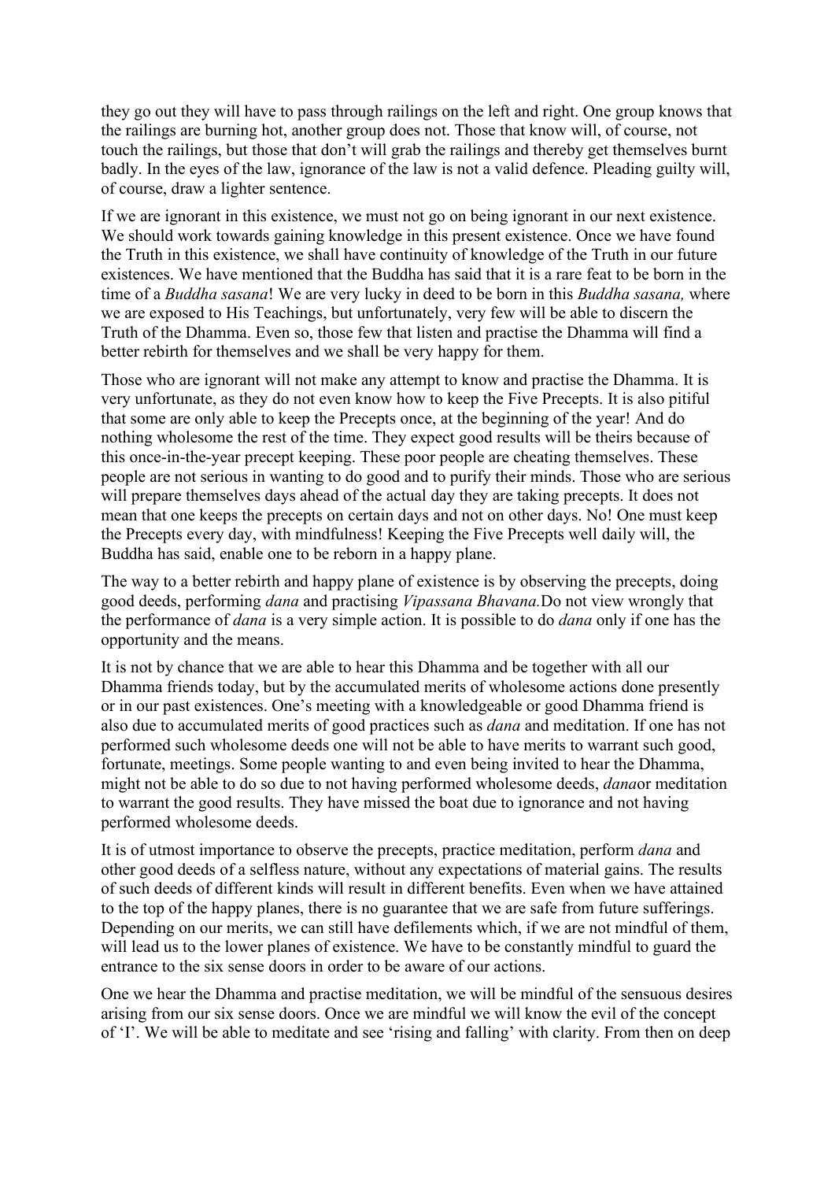they go out they will have to pass through railings on the left and right. One group knows that the railings are burning hot, another group does not. Those that know will, of course, not touch the railings, but those that don't will grab the railings and thereby get themselves burnt badly. In the eyes of the law, ignorance of the law is not a valid defence. Pleading guilty will, of course, draw a lighter sentence.

If we are ignorant in this existence, we must not go on being ignorant in our next existence. We should work towards gaining knowledge in this present existence. Once we have found the Truth in this existence, we shall have continuity of knowledge of the Truth in our future existences. We have mentioned that the Buddha has said that it is a rare feat to be born in the time of a *Buddha sasana*! We are very lucky in deed to be born in this *Buddha sasana,* where we are exposed to His Teachings, but unfortunately, very few will be able to discern the Truth of the Dhamma. Even so, those few that listen and practise the Dhamma will find a better rebirth for themselves and we shall be very happy for them.

Those who are ignorant will not make any attempt to know and practise the Dhamma. It is very unfortunate, as they do not even know how to keep the Five Precepts. It is also pitiful that some are only able to keep the Precepts once, at the beginning of the year! And do nothing wholesome the rest of the time. They expect good results will be theirs because of this once-in-the-year precept keeping. These poor people are cheating themselves. These people are not serious in wanting to do good and to purify their minds. Those who are serious will prepare themselves days ahead of the actual day they are taking precepts. It does not mean that one keeps the precepts on certain days and not on other days. No! One must keep the Precepts every day, with mindfulness! Keeping the Five Precepts well daily will, the Buddha has said, enable one to be reborn in a happy plane.

The way to a better rebirth and happy plane of existence is by observing the precepts, doing good deeds, performing *dana* and practising *Vipassana Bhavana.*Do not view wrongly that the performance of *dana* is a very simple action. It is possible to do *dana* only if one has the opportunity and the means.

It is not by chance that we are able to hear this Dhamma and be together with all our Dhamma friends today, but by the accumulated merits of wholesome actions done presently or in our past existences. One's meeting with a knowledgeable or good Dhamma friend is also due to accumulated merits of good practices such as *dana* and meditation. If one has not performed such wholesome deeds one will not be able to have merits to warrant such good, fortunate, meetings. Some people wanting to and even being invited to hear the Dhamma, might not be able to do so due to not having performed wholesome deeds, *dana*or meditation to warrant the good results. They have missed the boat due to ignorance and not having performed wholesome deeds.

It is of utmost importance to observe the precepts, practice meditation, perform *dana* and other good deeds of a selfless nature, without any expectations of material gains. The results of such deeds of different kinds will result in different benefits. Even when we have attained to the top of the happy planes, there is no guarantee that we are safe from future sufferings. Depending on our merits, we can still have defilements which, if we are not mindful of them, will lead us to the lower planes of existence. We have to be constantly mindful to guard the entrance to the six sense doors in order to be aware of our actions.

One we hear the Dhamma and practise meditation, we will be mindful of the sensuous desires arising from our six sense doors. Once we are mindful we will know the evil of the concept of 'I'. We will be able to meditate and see 'rising and falling' with clarity. From then on deep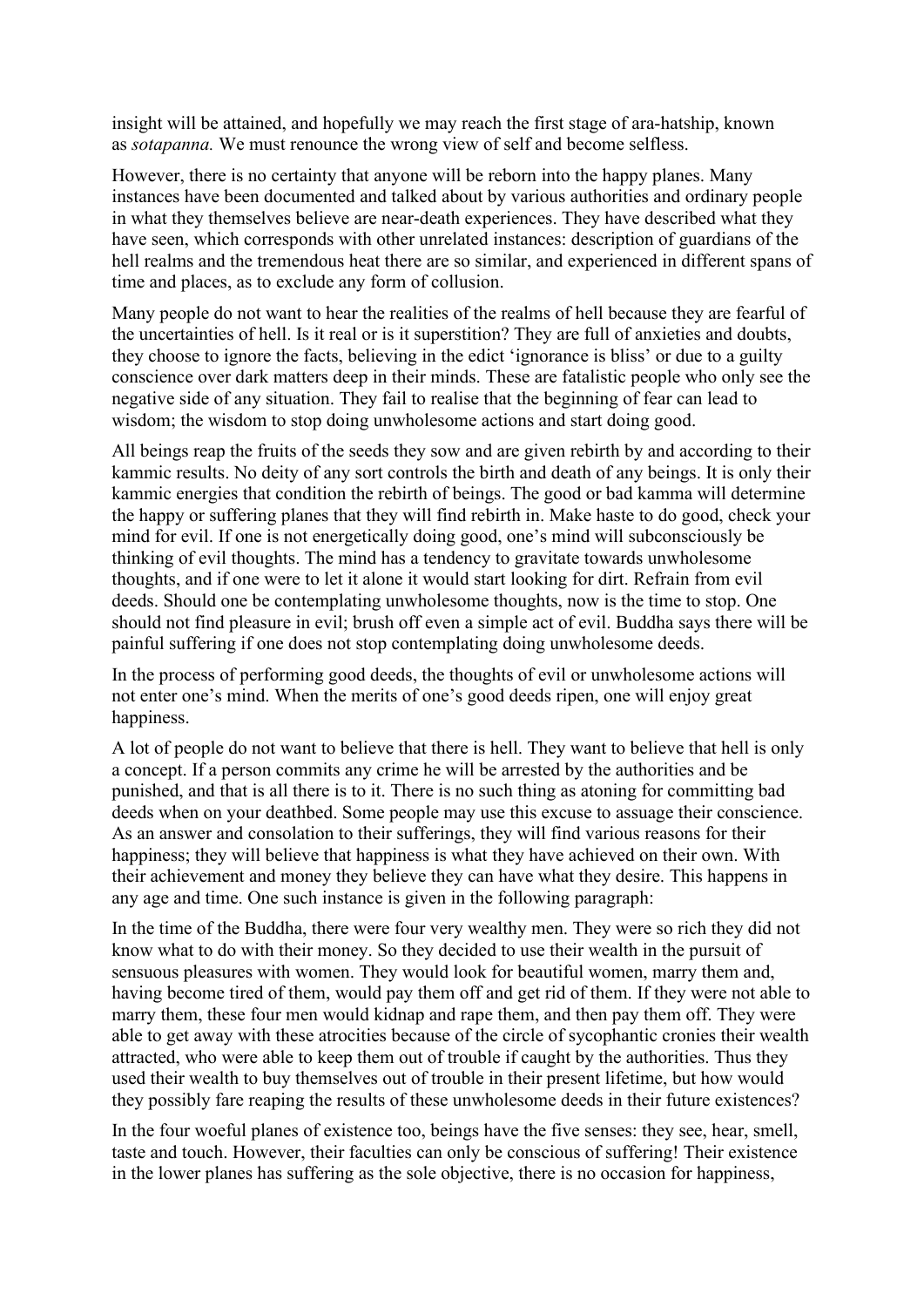insight will be attained, and hopefully we may reach the first stage of ara-hatship, known as *sotapanna.* We must renounce the wrong view of self and become selfless.

However, there is no certainty that anyone will be reborn into the happy planes. Many instances have been documented and talked about by various authorities and ordinary people in what they themselves believe are near-death experiences. They have described what they have seen, which corresponds with other unrelated instances: description of guardians of the hell realms and the tremendous heat there are so similar, and experienced in different spans of time and places, as to exclude any form of collusion.

Many people do not want to hear the realities of the realms of hell because they are fearful of the uncertainties of hell. Is it real or is it superstition? They are full of anxieties and doubts, they choose to ignore the facts, believing in the edict 'ignorance is bliss' or due to a guilty conscience over dark matters deep in their minds. These are fatalistic people who only see the negative side of any situation. They fail to realise that the beginning of fear can lead to wisdom; the wisdom to stop doing unwholesome actions and start doing good.

All beings reap the fruits of the seeds they sow and are given rebirth by and according to their kammic results. No deity of any sort controls the birth and death of any beings. It is only their kammic energies that condition the rebirth of beings. The good or bad kamma will determine the happy or suffering planes that they will find rebirth in. Make haste to do good, check your mind for evil. If one is not energetically doing good, one's mind will subconsciously be thinking of evil thoughts. The mind has a tendency to gravitate towards unwholesome thoughts, and if one were to let it alone it would start looking for dirt. Refrain from evil deeds. Should one be contemplating unwholesome thoughts, now is the time to stop. One should not find pleasure in evil; brush off even a simple act of evil. Buddha says there will be painful suffering if one does not stop contemplating doing unwholesome deeds.

In the process of performing good deeds, the thoughts of evil or unwholesome actions will not enter one's mind. When the merits of one's good deeds ripen, one will enjoy great happiness.

A lot of people do not want to believe that there is hell. They want to believe that hell is only a concept. If a person commits any crime he will be arrested by the authorities and be punished, and that is all there is to it. There is no such thing as atoning for committing bad deeds when on your deathbed. Some people may use this excuse to assuage their conscience. As an answer and consolation to their sufferings, they will find various reasons for their happiness; they will believe that happiness is what they have achieved on their own. With their achievement and money they believe they can have what they desire. This happens in any age and time. One such instance is given in the following paragraph:

In the time of the Buddha, there were four very wealthy men. They were so rich they did not know what to do with their money. So they decided to use their wealth in the pursuit of sensuous pleasures with women. They would look for beautiful women, marry them and, having become tired of them, would pay them off and get rid of them. If they were not able to marry them, these four men would kidnap and rape them, and then pay them off. They were able to get away with these atrocities because of the circle of sycophantic cronies their wealth attracted, who were able to keep them out of trouble if caught by the authorities. Thus they used their wealth to buy themselves out of trouble in their present lifetime, but how would they possibly fare reaping the results of these unwholesome deeds in their future existences?

In the four woeful planes of existence too, beings have the five senses: they see, hear, smell, taste and touch. However, their faculties can only be conscious of suffering! Their existence in the lower planes has suffering as the sole objective, there is no occasion for happiness,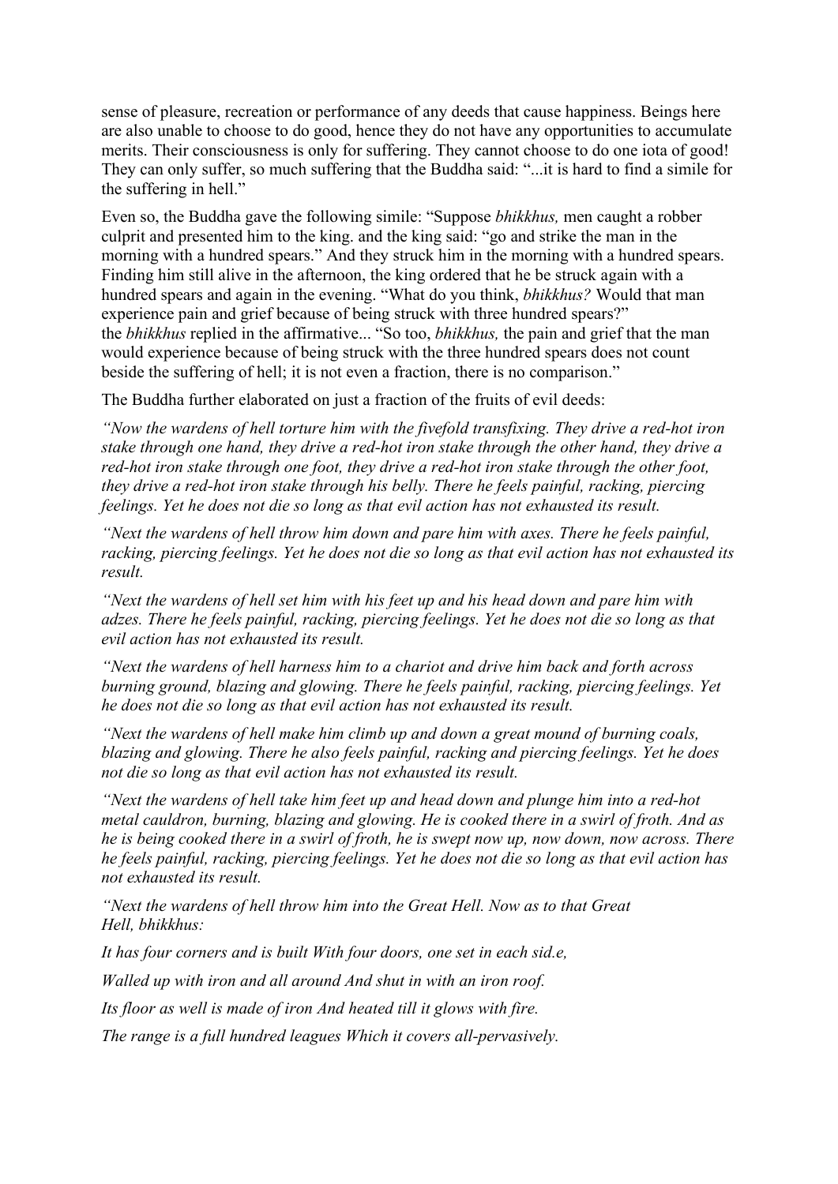sense of pleasure, recreation or performance of any deeds that cause happiness. Beings here are also unable to choose to do good, hence they do not have any opportunities to accumulate merits. Their consciousness is only for suffering. They cannot choose to do one iota of good! They can only suffer, so much suffering that the Buddha said: "...it is hard to find a simile for the suffering in hell."

Even so, the Buddha gave the following simile: "Suppose *bhikkhus,* men caught a robber culprit and presented him to the king. and the king said: "go and strike the man in the morning with a hundred spears." And they struck him in the morning with a hundred spears. Finding him still alive in the afternoon, the king ordered that he be struck again with a hundred spears and again in the evening. "What do you think, *bhikkhus?* Would that man experience pain and grief because of being struck with three hundred spears?" the *bhikkhus* replied in the affirmative... "So too, *bhikkhus,* the pain and grief that the man would experience because of being struck with the three hundred spears does not count beside the suffering of hell; it is not even a fraction, there is no comparison."

The Buddha further elaborated on just a fraction of the fruits of evil deeds:

*"Now the wardens of hell torture him with the fivefold transfixing. They drive a red-hot iron stake through one hand, they drive a red-hot iron stake through the other hand, they drive a red-hot iron stake through one foot, they drive a red-hot iron stake through the other foot, they drive a red-hot iron stake through his belly. There he feels painful, racking, piercing feelings. Yet he does not die so long as that evil action has not exhausted its result.*

*"Next the wardens of hell throw him down and pare him with axes. There he feels painful, racking, piercing feelings. Yet he does not die so long as that evil action has not exhausted its result.*

*"Next the wardens of hell set him with his feet up and his head down and pare him with adzes. There he feels painful, racking, piercing feelings. Yet he does not die so long as that evil action has not exhausted its result.*

*"Next the wardens of hell harness him to a chariot and drive him back and forth across burning ground, blazing and glowing. There he feels painful, racking, piercing feelings. Yet he does not die so long as that evil action has not exhausted its result.*

*"Next the wardens of hell make him climb up and down a great mound of burning coals, blazing and glowing. There he also feels painful, racking and piercing feelings. Yet he does not die so long as that evil action has not exhausted its result.*

*"Next the wardens of hell take him feet up and head down and plunge him into a red-hot metal cauldron, burning, blazing and glowing. He is cooked there in a swirl of froth. And as he is being cooked there in a swirl of froth, he is swept now up, now down, now across. There he feels painful, racking, piercing feelings. Yet he does not die so long as that evil action has not exhausted its result.*

*"Next the wardens of hell throw him into the Great Hell. Now as to that Great Hell, bhikkhus:*

*It has four corners and is built With four doors, one set in each sid.e,*

*Walled up with iron and all around And shut in with an iron roof.*

*Its floor as well is made of iron And heated till it glows with fire.*

*The range is a full hundred leagues Which it covers all-pervasively.*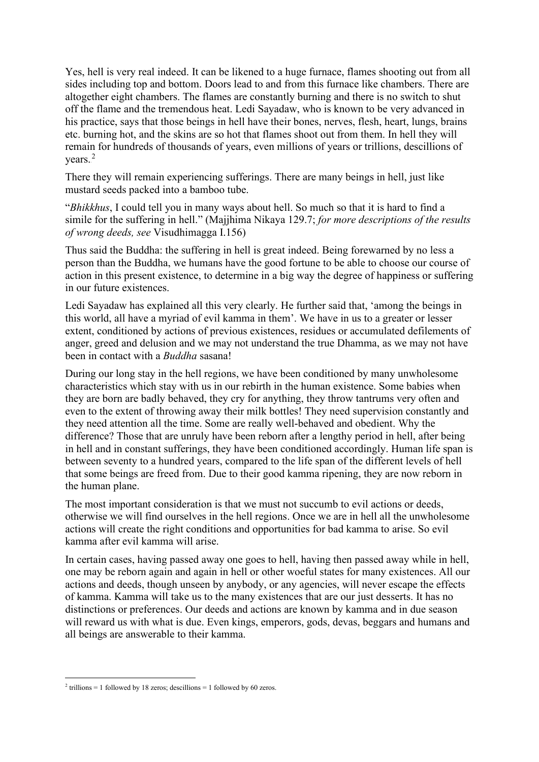Yes, hell is very real indeed. It can be likened to a huge furnace, flames shooting out from all sides including top and bottom. Doors lead to and from this furnace like chambers. There are altogether eight chambers. The flames are constantly burning and there is no switch to shut off the flame and the tremendous heat. Ledi Sayadaw, who is known to be very advanced in his practice, says that those beings in hell have their bones, nerves, flesh, heart, lungs, brains etc. burning hot, and the skins are so hot that flames shoot out from them. In hell they will remain for hundreds of thousands of years, even millions of years or trillions, descillions of years.[2]

There they will remain experiencing sufferings. There are many beings in hell, just like mustard seeds packed into a bamboo tube.

"*Bhikkhus*, I could tell you in many ways about hell. So much so that it is hard to find a simile for the suffering in hell." (Majjhima Nikaya 129.7; *for more descriptions of the results of wrong deeds, see* Visudhimagga I.156)

Thus said the Buddha: the suffering in hell is great indeed. Being forewarned by no less a person than the Buddha, we humans have the good fortune to be able to choose our course of action in this present existence, to determine in a big way the degree of happiness or suffering in our future existences.

Ledi Sayadaw has explained all this very clearly. He further said that, 'among the beings in this world, all have a myriad of evil kamma in them'. We have in us to a greater or lesser extent, conditioned by actions of previous existences, residues or accumulated defilements of anger, greed and delusion and we may not understand the true Dhamma, as we may not have been in contact with a *Buddha* sasana!

During our long stay in the hell regions, we have been conditioned by many unwholesome characteristics which stay with us in our rebirth in the human existence. Some babies when they are born are badly behaved, they cry for anything, they throw tantrums very often and even to the extent of throwing away their milk bottles! They need supervision constantly and they need attention all the time. Some are really well-behaved and obedient. Why the difference? Those that are unruly have been reborn after a lengthy period in hell, after being in hell and in constant sufferings, they have been conditioned accordingly. Human life span is between seventy to a hundred years, compared to the life span of the different levels of hell that some beings are freed from. Due to their good kamma ripening, they are now reborn in the human plane.

The most important consideration is that we must not succumb to evil actions or deeds, otherwise we will find ourselves in the hell regions. Once we are in hell all the unwholesome actions will create the right conditions and opportunities for bad kamma to arise. So evil kamma after evil kamma will arise.

In certain cases, having passed away one goes to hell, having then passed away while in hell, one may be reborn again and again in hell or other woeful states for many existences. All our actions and deeds, though unseen by anybody, or any agencies, will never escape the effects of kamma. Kamma will take us to the many existences that are our just desserts. It has no distinctions or preferences. Our deeds and actions are known by kamma and in due season will reward us with what is due. Even kings, emperors, gods, devas, beggars and humans and all beings are answerable to their kamma.

---

[2] trillions = 1 followed by 18 zeros; descillions = 1 followed by 60 zeros.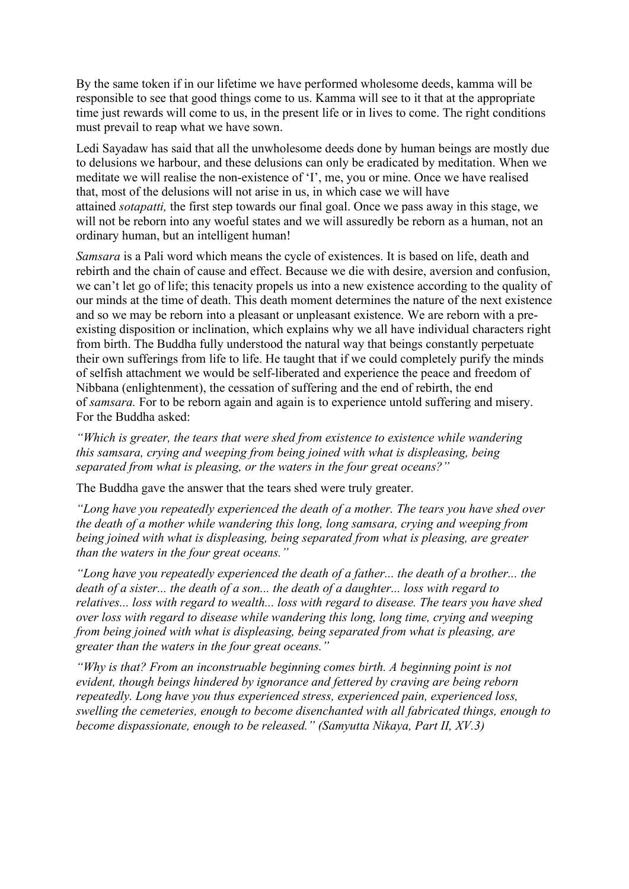By the same token if in our lifetime we have performed wholesome deeds, kamma will be responsible to see that good things come to us. Kamma will see to it that at the appropriate time just rewards will come to us, in the present life or in lives to come. The right conditions must prevail to reap what we have sown.

Ledi Sayadaw has said that all the unwholesome deeds done by human beings are mostly due to delusions we harbour, and these delusions can only be eradicated by meditation. When we meditate we will realise the non-existence of 'I', me, you or mine. Once we have realised that, most of the delusions will not arise in us, in which case we will have attained *sotapatti,* the first step towards our final goal. Once we pass away in this stage, we will not be reborn into any woeful states and we will assuredly be reborn as a human, not an ordinary human, but an intelligent human!

*Samsara* is a Pali word which means the cycle of existences. It is based on life, death and rebirth and the chain of cause and effect. Because we die with desire, aversion and confusion, we can't let go of life; this tenacity propels us into a new existence according to the quality of our minds at the time of death. This death moment determines the nature of the next existence and so we may be reborn into a pleasant or unpleasant existence. We are reborn with a pre-existing disposition or inclination, which explains why we all have individual characters right from birth. The Buddha fully understood the natural way that beings constantly perpetuate their own sufferings from life to life. He taught that if we could completely purify the minds of selfish attachment we would be self-liberated and experience the peace and freedom of Nibbana (enlightenment), the cessation of suffering and the end of rebirth, the end of *samsara.* For to be reborn again and again is to experience untold suffering and misery. For the Buddha asked:

*"Which is greater, the tears that were shed from existence to existence while wandering this samsara, crying and weeping from being joined with what is displeasing, being separated from what is pleasing, or the waters in the four great oceans?"*

The Buddha gave the answer that the tears shed were truly greater.

*"Long have you repeatedly experienced the death of a mother. The tears you have shed over the death of a mother while wandering this long, long samsara, crying and weeping from being joined with what is displeasing, being separated from what is pleasing, are greater than the waters in the four great oceans."*

*"Long have you repeatedly experienced the death of a father... the death of a brother... the death of a sister... the death of a son... the death of a daughter... loss with regard to relatives... loss with regard to wealth... loss with regard to disease. The tears you have shed over loss with regard to disease while wandering this long, long time, crying and weeping from being joined with what is displeasing, being separated from what is pleasing, are greater than the waters in the four great oceans."*

*"Why is that? From an inconstruable beginning comes birth. A beginning point is not evident, though beings hindered by ignorance and fettered by craving are being reborn repeatedly. Long have you thus experienced stress, experienced pain, experienced loss, swelling the cemeteries, enough to become disenchanted with all fabricated things, enough to become dispassionate, enough to be released." (Samyutta Nikaya, Part II, XV.3)*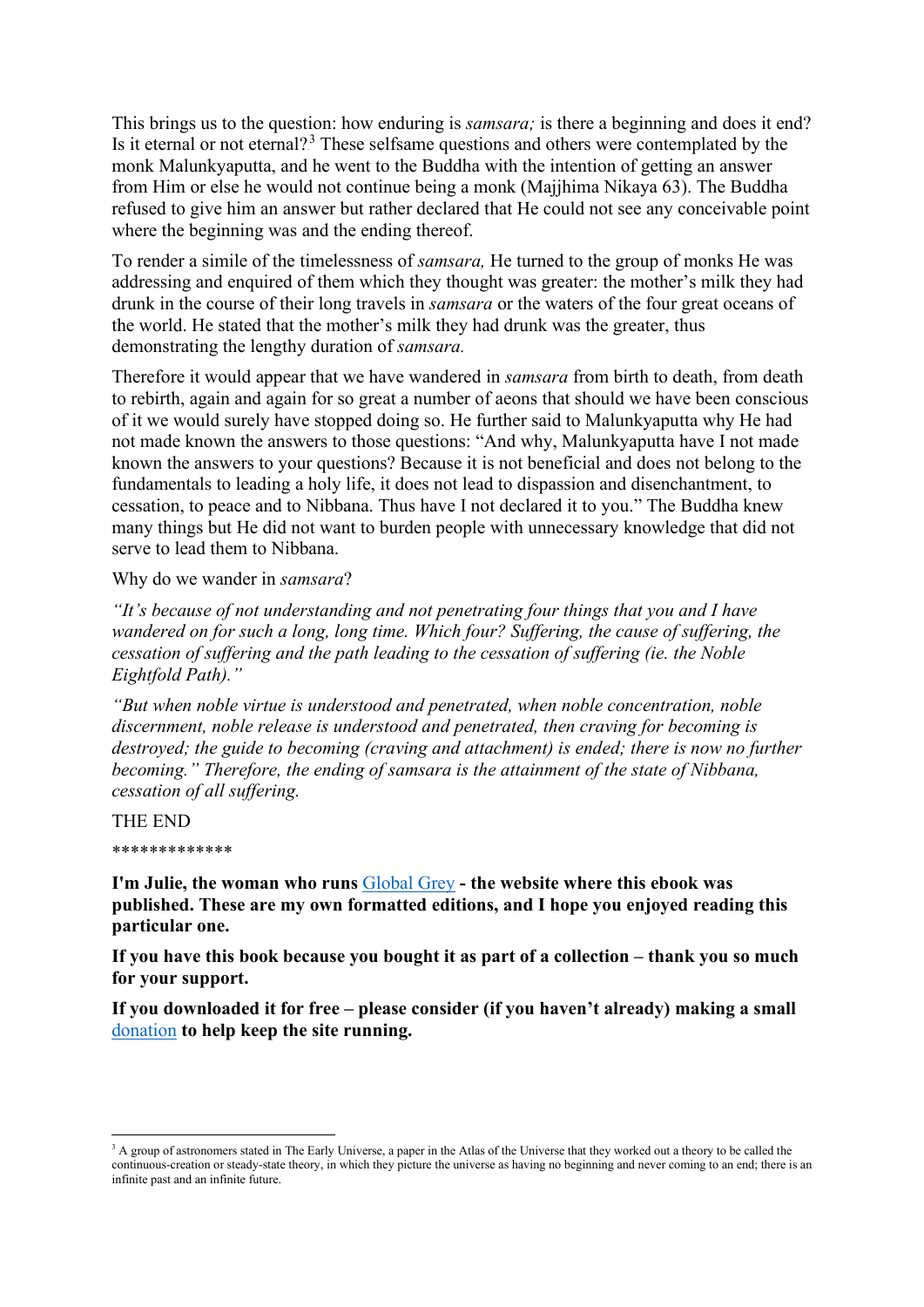This brings us to the question: how enduring is *samsara;* is there a beginning and does it end? Is it eternal or not eternal?[3] These selfsame questions and others were contemplated by the monk Malunkyaputta, and he went to the Buddha with the intention of getting an answer from Him or else he would not continue being a monk (Majjhima Nikaya 63). The Buddha refused to give him an answer but rather declared that He could not see any conceivable point where the beginning was and the ending thereof.

To render a simile of the timelessness of *samsara,* He turned to the group of monks He was addressing and enquired of them which they thought was greater: the mother's milk they had drunk in the course of their long travels in *samsara* or the waters of the four great oceans of the world. He stated that the mother's milk they had drunk was the greater, thus demonstrating the lengthy duration of *samsara.*

Therefore it would appear that we have wandered in *samsara* from birth to death, from death to rebirth, again and again for so great a number of aeons that should we have been conscious of it we would surely have stopped doing so. He further said to Malunkyaputta why He had not made known the answers to those questions: "And why, Malunkyaputta have I not made known the answers to your questions? Because it is not beneficial and does not belong to the fundamentals to leading a holy life, it does not lead to dispassion and disenchantment, to cessation, to peace and to Nibbana. Thus have I not declared it to you." The Buddha knew many things but He did not want to burden people with unnecessary knowledge that did not serve to lead them to Nibbana.

Why do we wander in *samsara*?

*"It's because of not understanding and not penetrating four things that you and I have wandered on for such a long, long time. Which four? Suffering, the cause of suffering, the cessation of suffering and the path leading to the cessation of suffering (ie. the Noble Eightfold Path)."*

*"But when noble virtue is understood and penetrated, when noble concentration, noble discernment, noble release is understood and penetrated, then craving for becoming is destroyed; the guide to becoming (craving and attachment) is ended; there is now no further becoming." Therefore, the ending of samsara is the attainment of the state of Nibbana, cessation of all suffering.*

THE END

*************

**I'm Julie, the woman who runs Global Grey - the website where this ebook was published. These are my own formatted editions, and I hope you enjoyed reading this particular one.**

**If you have this book because you bought it as part of a collection – thank you so much for your support.**

**If you downloaded it for free – please consider (if you haven't already) making a small donation to help keep the site running.**

---

[3] A group of astronomers stated in The Early Universe, a paper in the Atlas of the Universe that they worked out a theory to be called the continuous-creation or steady-state theory, in which they picture the universe as having no beginning and never coming to an end; there is an infinite past and an infinite future.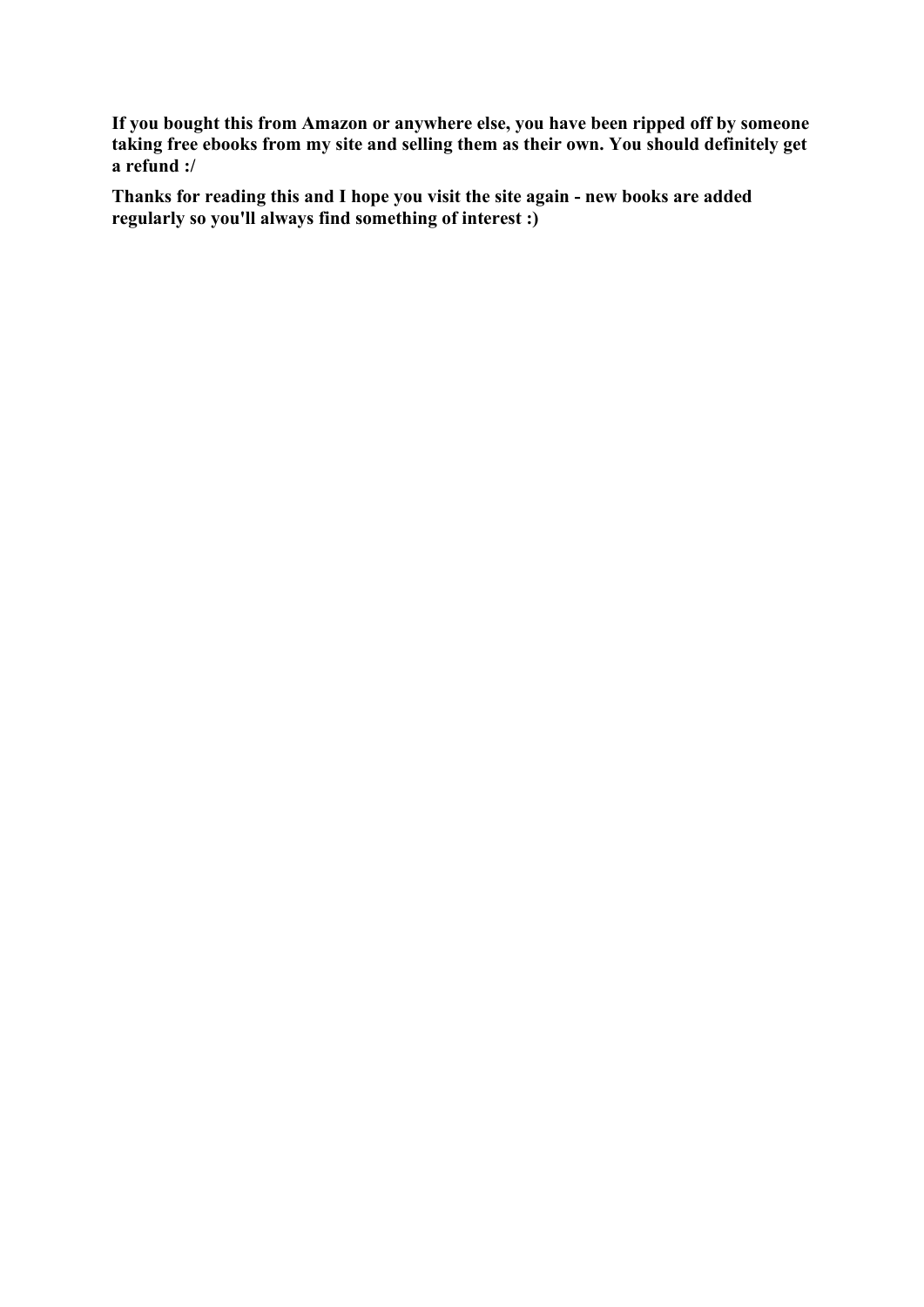**If you bought this from Amazon or anywhere else, you have been ripped off by someone taking free ebooks from my site and selling them as their own. You should definitely get a refund :/**

**Thanks for reading this and I hope you visit the site again - new books are added regularly so you'll always find something of interest :)**